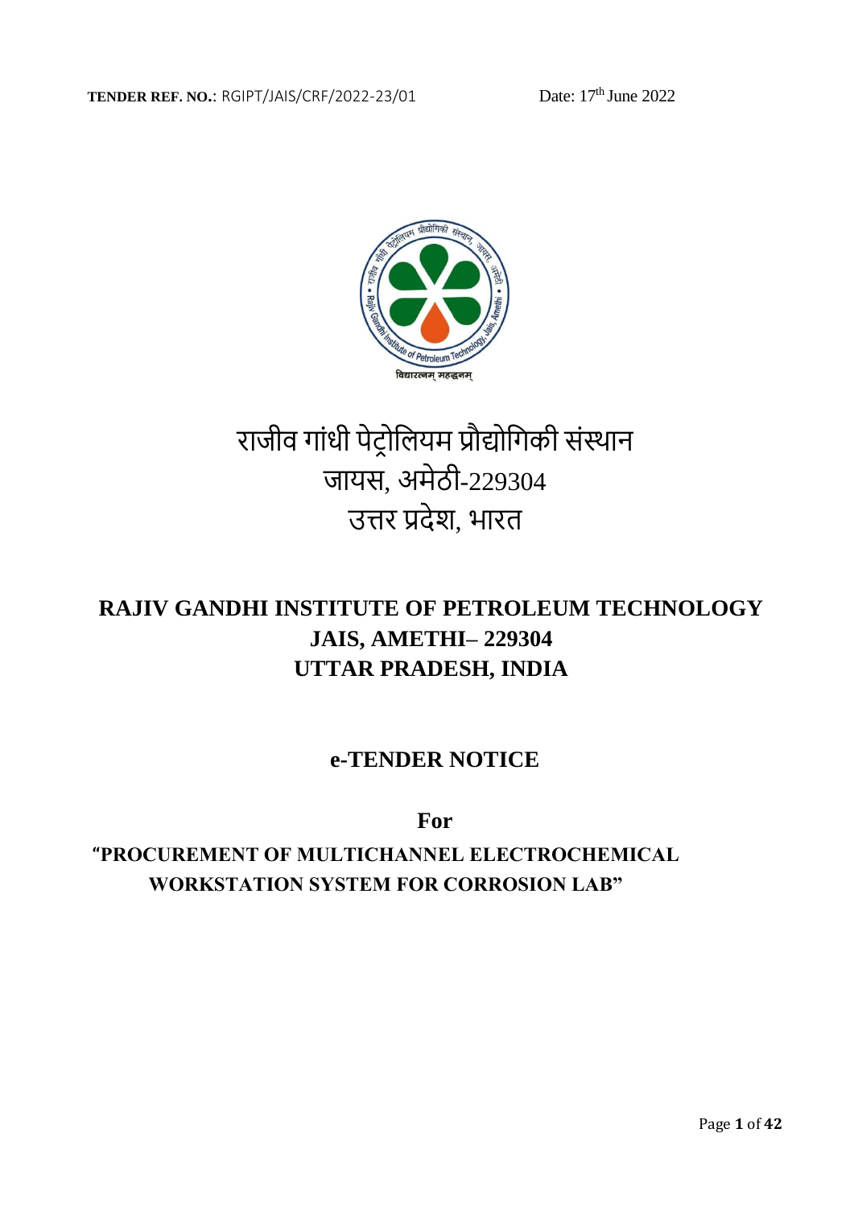**TENDER REF. NO.**: RGIPT/JAIS/CRF/2022-23/01 Date: 17th June 2022

# राजीव गांधी पेट्रोलियम प्रौद्योगिकी संस्थान
# जायस, अमेठी-229304
# उत्तर प्रदेश, भारत

# RAJIV GANDHI INSTITUTE OF PETROLEUM TECHNOLOGY
# JAIS, AMETHI– 229304
# UTTAR PRADESH, INDIA

## e-TENDER NOTICE

## For

## "PROCUREMENT OF MULTICHANNEL ELECTROCHEMICAL WORKSTATION SYSTEM FOR CORROSION LAB"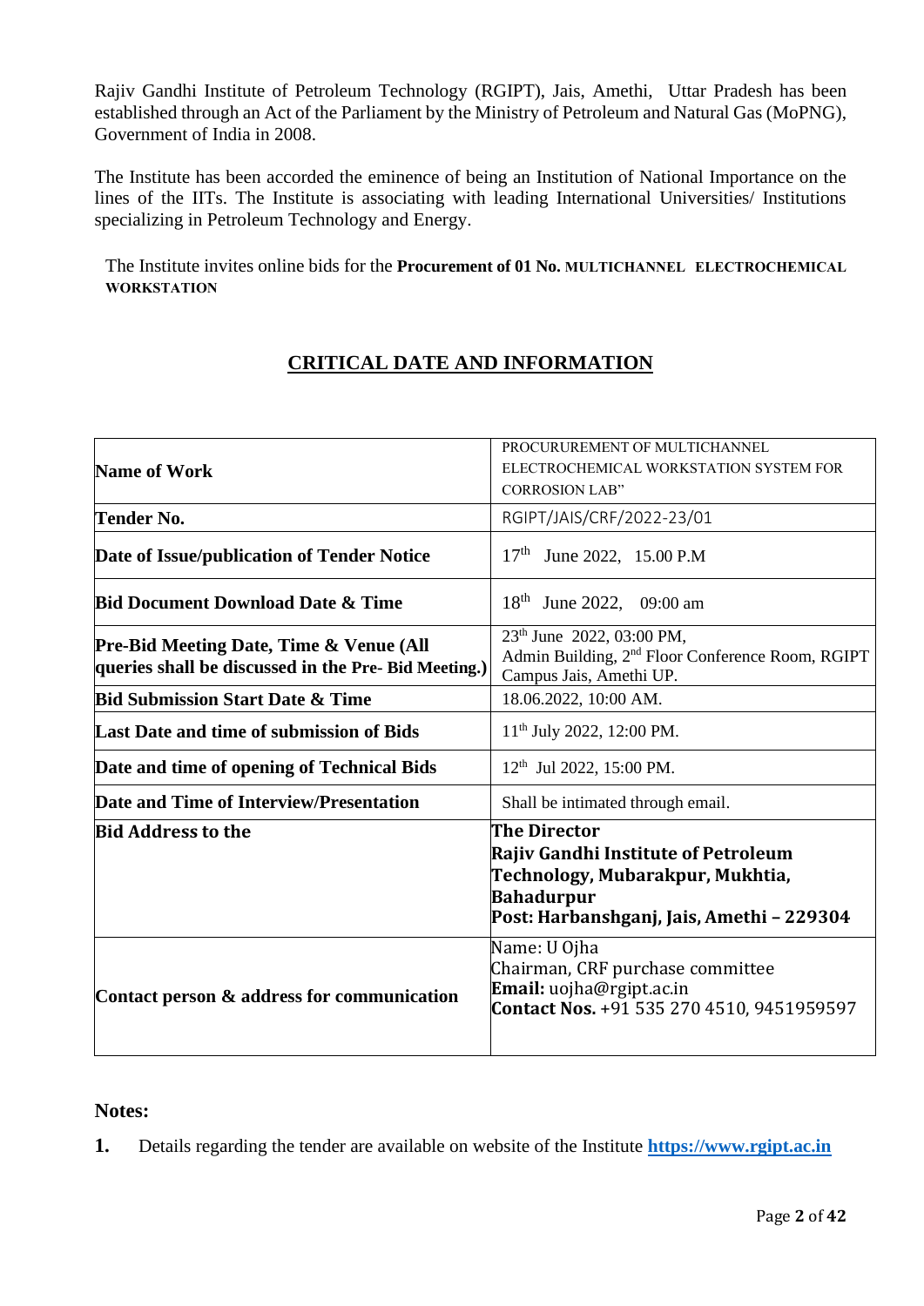Rajiv Gandhi Institute of Petroleum Technology (RGIPT), Jais, Amethi, Uttar Pradesh has been established through an Act of the Parliament by the Ministry of Petroleum and Natural Gas (MoPNG), Government of India in 2008.

The Institute has been accorded the eminence of being an Institution of National Importance on the lines of the IITs. The Institute is associating with leading International Universities/ Institutions specializing in Petroleum Technology and Energy.

The Institute invites online bids for the **Procurement of 01 No. MULTICHANNEL ELECTROCHEMICAL WORKSTATION**

## CRITICAL DATE AND INFORMATION

| | |
|---|---|
| **Name of Work** | PROCURUREMENT OF MULTICHANNEL ELECTROCHEMICAL WORKSTATION SYSTEM FOR CORROSION LAB" |
| **Tender No.** | RGIPT/JAIS/CRF/2022-23/01 |
| **Date of Issue/publication of Tender Notice** | 17th June 2022, 15.00 P.M |
| **Bid Document Download Date & Time** | 18th June 2022, 09:00 am |
| **Pre-Bid Meeting Date, Time & Venue (All queries shall be discussed in the Pre- Bid Meeting.)** | 23th June 2022, 03:00 PM, Admin Building, 2nd Floor Conference Room, RGIPT Campus Jais, Amethi UP. |
| **Bid Submission Start Date & Time** | 18.06.2022, 10:00 AM. |
| **Last Date and time of submission of Bids** | 11th July 2022, 12:00 PM. |
| **Date and time of opening of Technical Bids** | 12th Jul 2022, 15:00 PM. |
| **Date and Time of Interview/Presentation** | Shall be intimated through email. |
| **Bid Address to the** | **The Director**<br>**Rajiv Gandhi Institute of Petroleum Technology, Mubarakpur, Mukhtia, Bahadurpur**<br>**Post: Harbanshganj, Jais, Amethi – 229304** |
| **Contact person & address for communication** | Name: U Ojha<br>Chairman, CRF purchase committee<br>**Email:** uojha@rgipt.ac.in<br>**Contact Nos.** +91 535 270 4510, 9451959597 |

**Notes:**

1. Details regarding the tender are available on website of the Institute **https://www.rgipt.ac.in**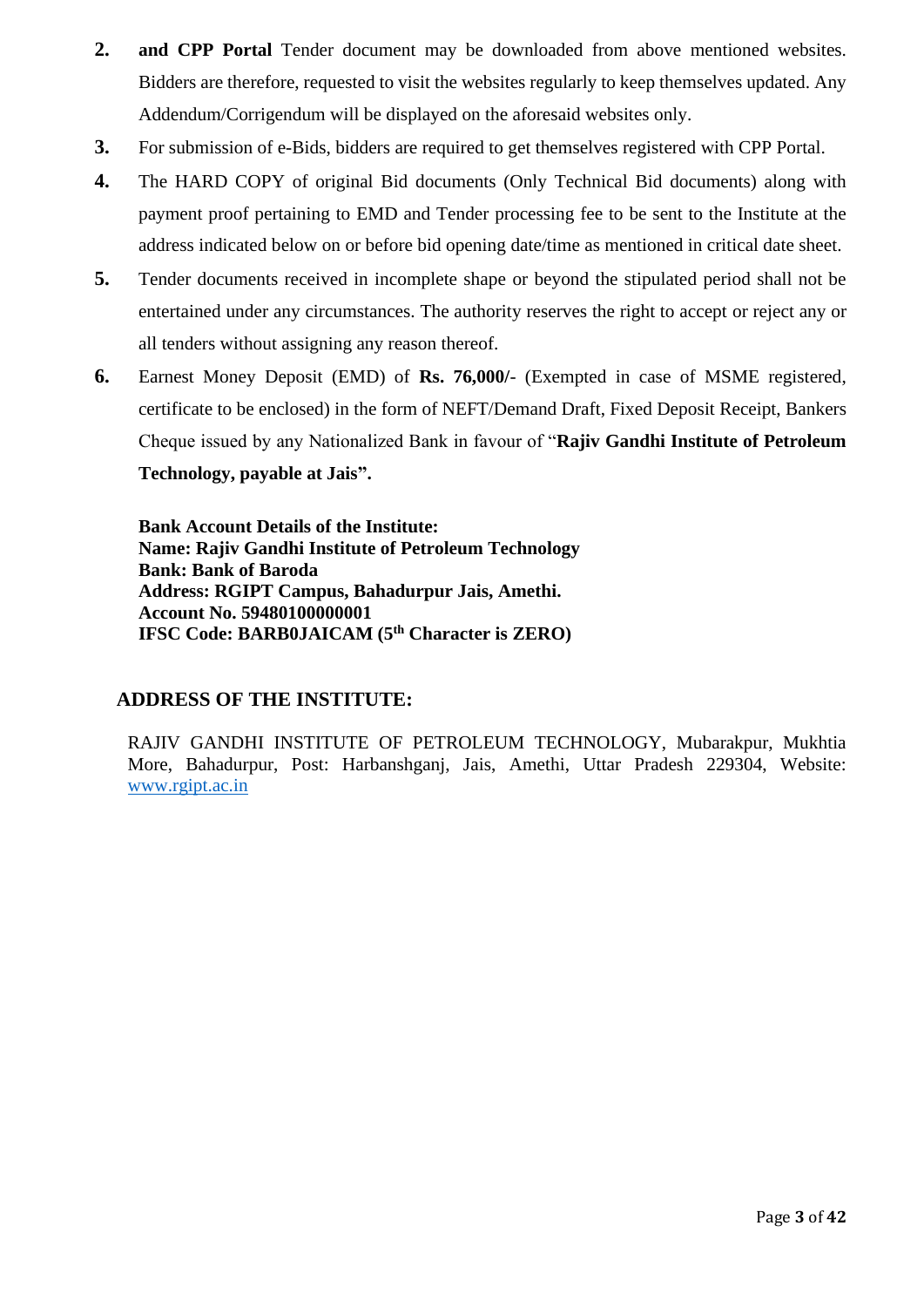2. **and CPP Portal** Tender document may be downloaded from above mentioned websites. Bidders are therefore, requested to visit the websites regularly to keep themselves updated. Any Addendum/Corrigendum will be displayed on the aforesaid websites only.
3. For submission of e-Bids, bidders are required to get themselves registered with CPP Portal.
4. The HARD COPY of original Bid documents (Only Technical Bid documents) along with payment proof pertaining to EMD and Tender processing fee to be sent to the Institute at the address indicated below on or before bid opening date/time as mentioned in critical date sheet.
5. Tender documents received in incomplete shape or beyond the stipulated period shall not be entertained under any circumstances. The authority reserves the right to accept or reject any or all tenders without assigning any reason thereof.
6. Earnest Money Deposit (EMD) of **Rs. 76,000/-** (Exempted in case of MSME registered, certificate to be enclosed) in the form of NEFT/Demand Draft, Fixed Deposit Receipt, Bankers Cheque issued by any Nationalized Bank in favour of "**Rajiv Gandhi Institute of Petroleum Technology, payable at Jais".**

   **Bank Account Details of the Institute:**
   **Name: Rajiv Gandhi Institute of Petroleum Technology**
   **Bank: Bank of Baroda**
   **Address: RGIPT Campus, Bahadurpur Jais, Amethi.**
   **Account No. 59480100000001**
   **IFSC Code: BARB0JAICAM (5th Character is ZERO)**

## ADDRESS OF THE INSTITUTE:

RAJIV GANDHI INSTITUTE OF PETROLEUM TECHNOLOGY, Mubarakpur, Mukhtia More, Bahadurpur, Post: Harbanshganj, Jais, Amethi, Uttar Pradesh 229304, Website: www.rgipt.ac.in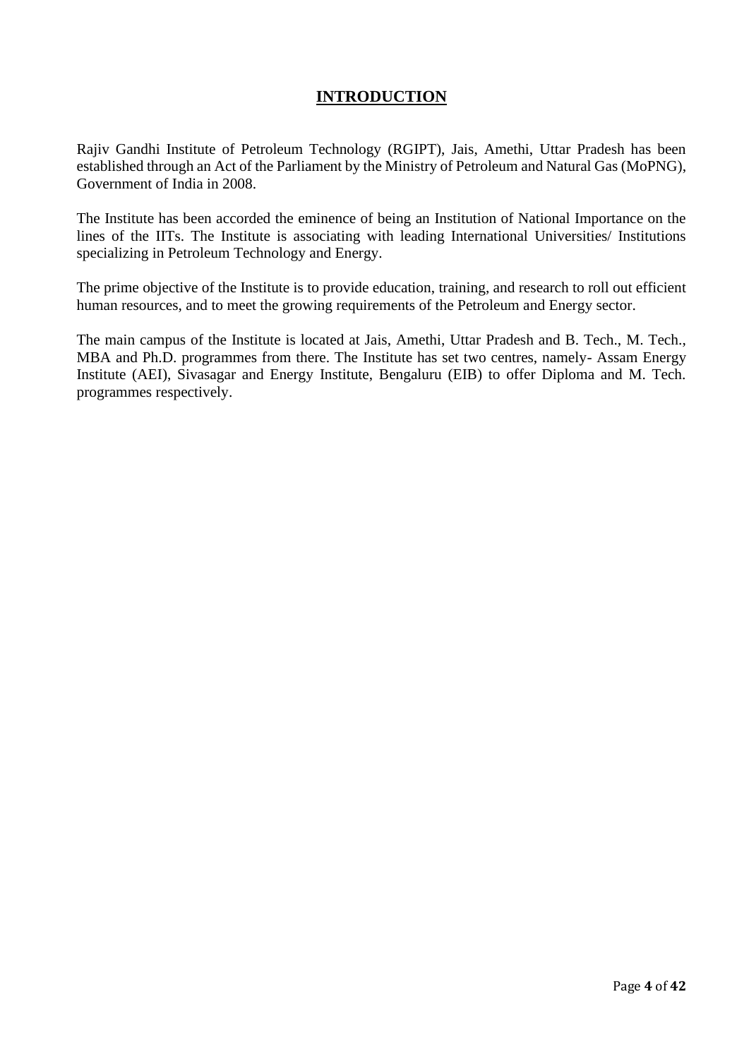# INTRODUCTION

Rajiv Gandhi Institute of Petroleum Technology (RGIPT), Jais, Amethi, Uttar Pradesh has been established through an Act of the Parliament by the Ministry of Petroleum and Natural Gas (MoPNG), Government of India in 2008.

The Institute has been accorded the eminence of being an Institution of National Importance on the lines of the IITs. The Institute is associating with leading International Universities/ Institutions specializing in Petroleum Technology and Energy.

The prime objective of the Institute is to provide education, training, and research to roll out efficient human resources, and to meet the growing requirements of the Petroleum and Energy sector.

The main campus of the Institute is located at Jais, Amethi, Uttar Pradesh and B. Tech., M. Tech., MBA and Ph.D. programmes from there. The Institute has set two centres, namely- Assam Energy Institute (AEI), Sivasagar and Energy Institute, Bengaluru (EIB) to offer Diploma and M. Tech. programmes respectively.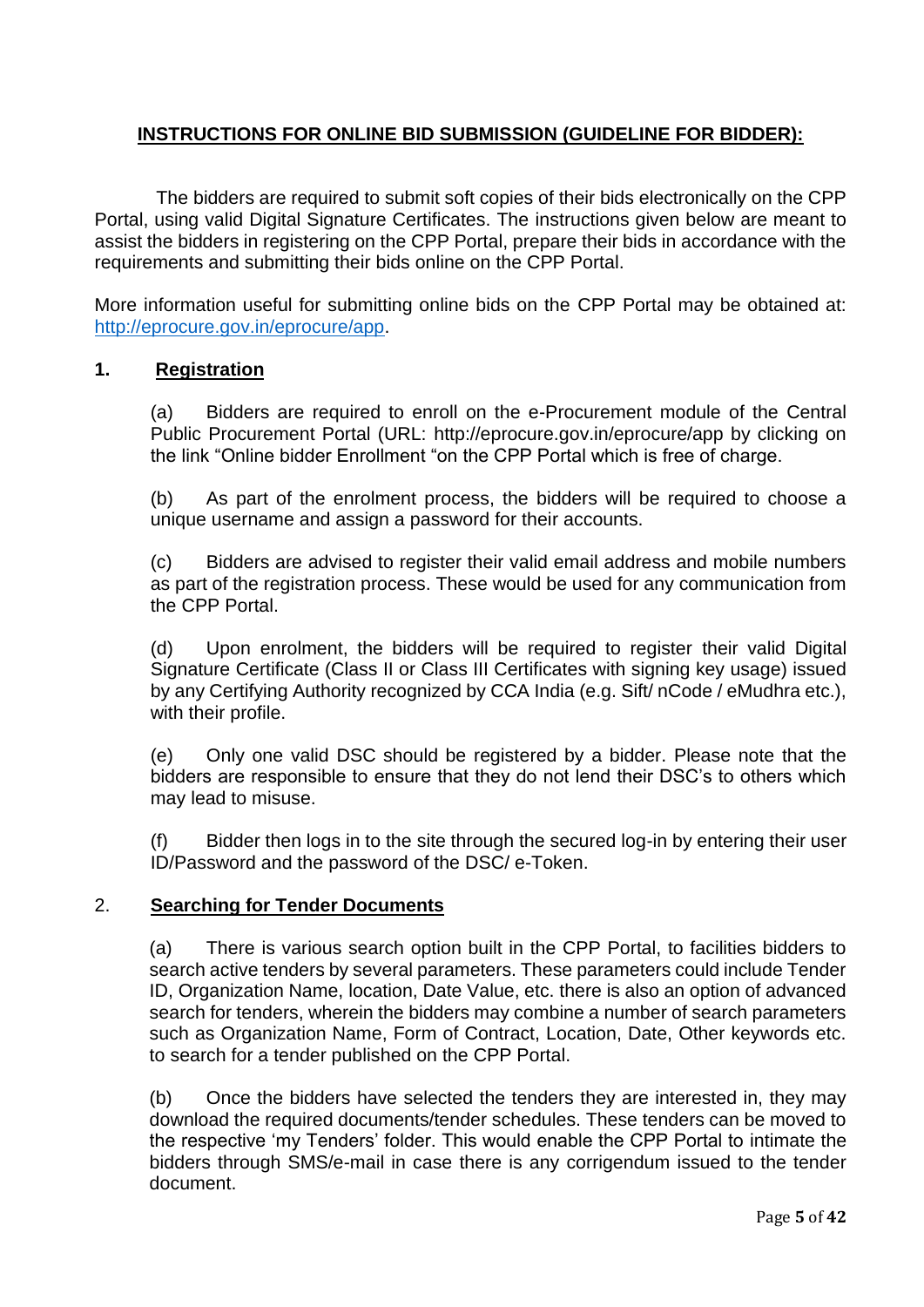## INSTRUCTIONS FOR ONLINE BID SUBMISSION (GUIDELINE FOR BIDDER):

The bidders are required to submit soft copies of their bids electronically on the CPP Portal, using valid Digital Signature Certificates. The instructions given below are meant to assist the bidders in registering on the CPP Portal, prepare their bids in accordance with the requirements and submitting their bids online on the CPP Portal.

More information useful for submitting online bids on the CPP Portal may be obtained at: [http://eprocure.gov.in/eprocure/app](http://eprocure.gov.in/eprocure/app).

### 1. Registration

(a) Bidders are required to enroll on the e-Procurement module of the Central Public Procurement Portal (URL: http://eprocure.gov.in/eprocure/app by clicking on the link "Online bidder Enrollment "on the CPP Portal which is free of charge.

(b) As part of the enrolment process, the bidders will be required to choose a unique username and assign a password for their accounts.

(c) Bidders are advised to register their valid email address and mobile numbers as part of the registration process. These would be used for any communication from the CPP Portal.

(d) Upon enrolment, the bidders will be required to register their valid Digital Signature Certificate (Class II or Class III Certificates with signing key usage) issued by any Certifying Authority recognized by CCA India (e.g. Sift/ nCode / eMudhra etc.), with their profile.

(e) Only one valid DSC should be registered by a bidder. Please note that the bidders are responsible to ensure that they do not lend their DSC's to others which may lead to misuse.

(f) Bidder then logs in to the site through the secured log-in by entering their user ID/Password and the password of the DSC/ e-Token.

### 2. Searching for Tender Documents

(a) There is various search option built in the CPP Portal, to facilities bidders to search active tenders by several parameters. These parameters could include Tender ID, Organization Name, location, Date Value, etc. there is also an option of advanced search for tenders, wherein the bidders may combine a number of search parameters such as Organization Name, Form of Contract, Location, Date, Other keywords etc. to search for a tender published on the CPP Portal.

(b) Once the bidders have selected the tenders they are interested in, they may download the required documents/tender schedules. These tenders can be moved to the respective 'my Tenders' folder. This would enable the CPP Portal to intimate the bidders through SMS/e-mail in case there is any corrigendum issued to the tender document.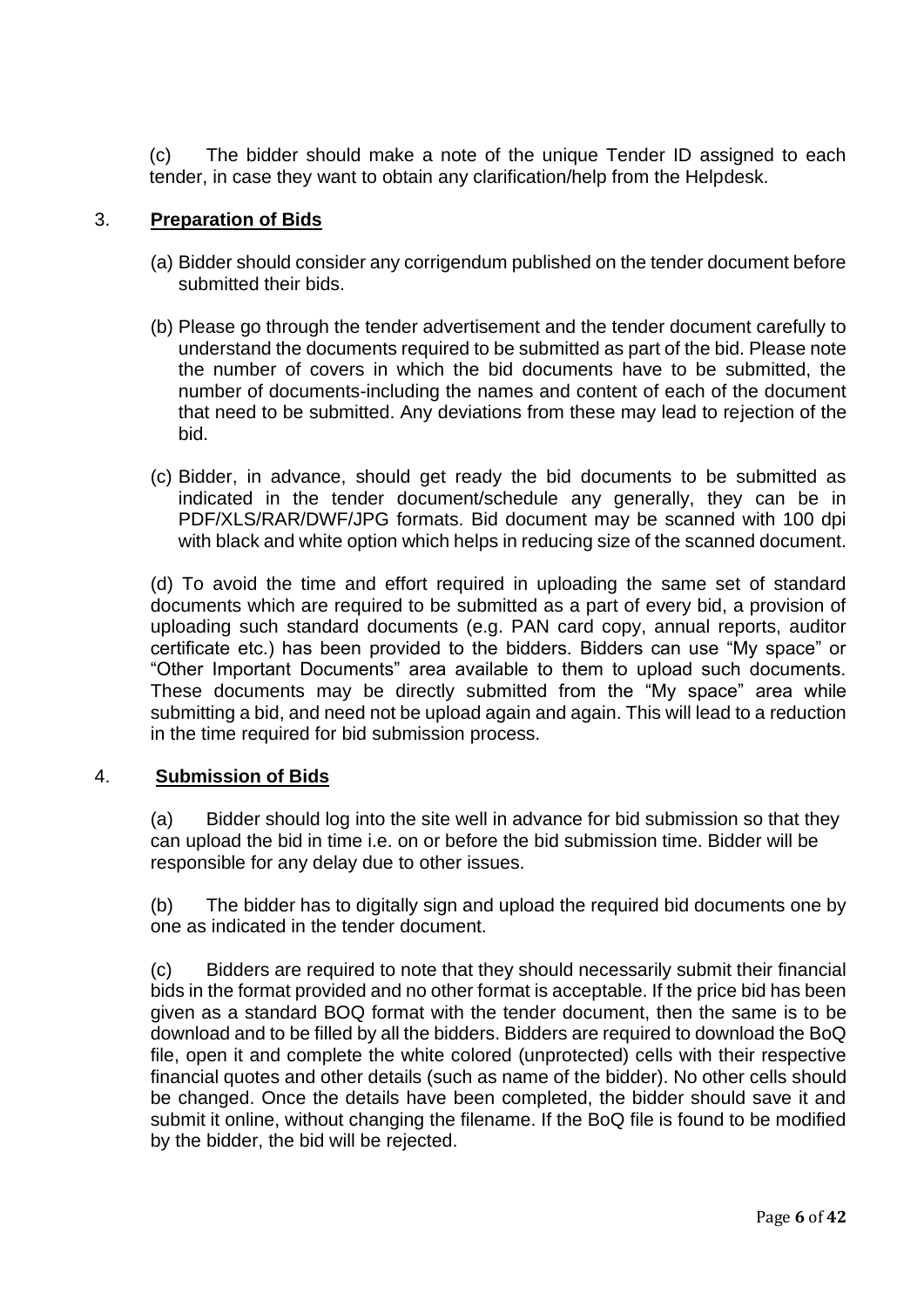(c) The bidder should make a note of the unique Tender ID assigned to each tender, in case they want to obtain any clarification/help from the Helpdesk.

3. **Preparation of Bids**

(a) Bidder should consider any corrigendum published on the tender document before submitted their bids.

(b) Please go through the tender advertisement and the tender document carefully to understand the documents required to be submitted as part of the bid. Please note the number of covers in which the bid documents have to be submitted, the number of documents-including the names and content of each of the document that need to be submitted. Any deviations from these may lead to rejection of the bid.

(c) Bidder, in advance, should get ready the bid documents to be submitted as indicated in the tender document/schedule any generally, they can be in PDF/XLS/RAR/DWF/JPG formats. Bid document may be scanned with 100 dpi with black and white option which helps in reducing size of the scanned document.

(d) To avoid the time and effort required in uploading the same set of standard documents which are required to be submitted as a part of every bid, a provision of uploading such standard documents (e.g. PAN card copy, annual reports, auditor certificate etc.) has been provided to the bidders. Bidders can use "My space" or "Other Important Documents" area available to them to upload such documents. These documents may be directly submitted from the "My space" area while submitting a bid, and need not be upload again and again. This will lead to a reduction in the time required for bid submission process.

4. **Submission of Bids**

(a) Bidder should log into the site well in advance for bid submission so that they can upload the bid in time i.e. on or before the bid submission time. Bidder will be responsible for any delay due to other issues.

(b) The bidder has to digitally sign and upload the required bid documents one by one as indicated in the tender document.

(c) Bidders are required to note that they should necessarily submit their financial bids in the format provided and no other format is acceptable. If the price bid has been given as a standard BOQ format with the tender document, then the same is to be download and to be filled by all the bidders. Bidders are required to download the BoQ file, open it and complete the white colored (unprotected) cells with their respective financial quotes and other details (such as name of the bidder). No other cells should be changed. Once the details have been completed, the bidder should save it and submit it online, without changing the filename. If the BoQ file is found to be modified by the bidder, the bid will be rejected.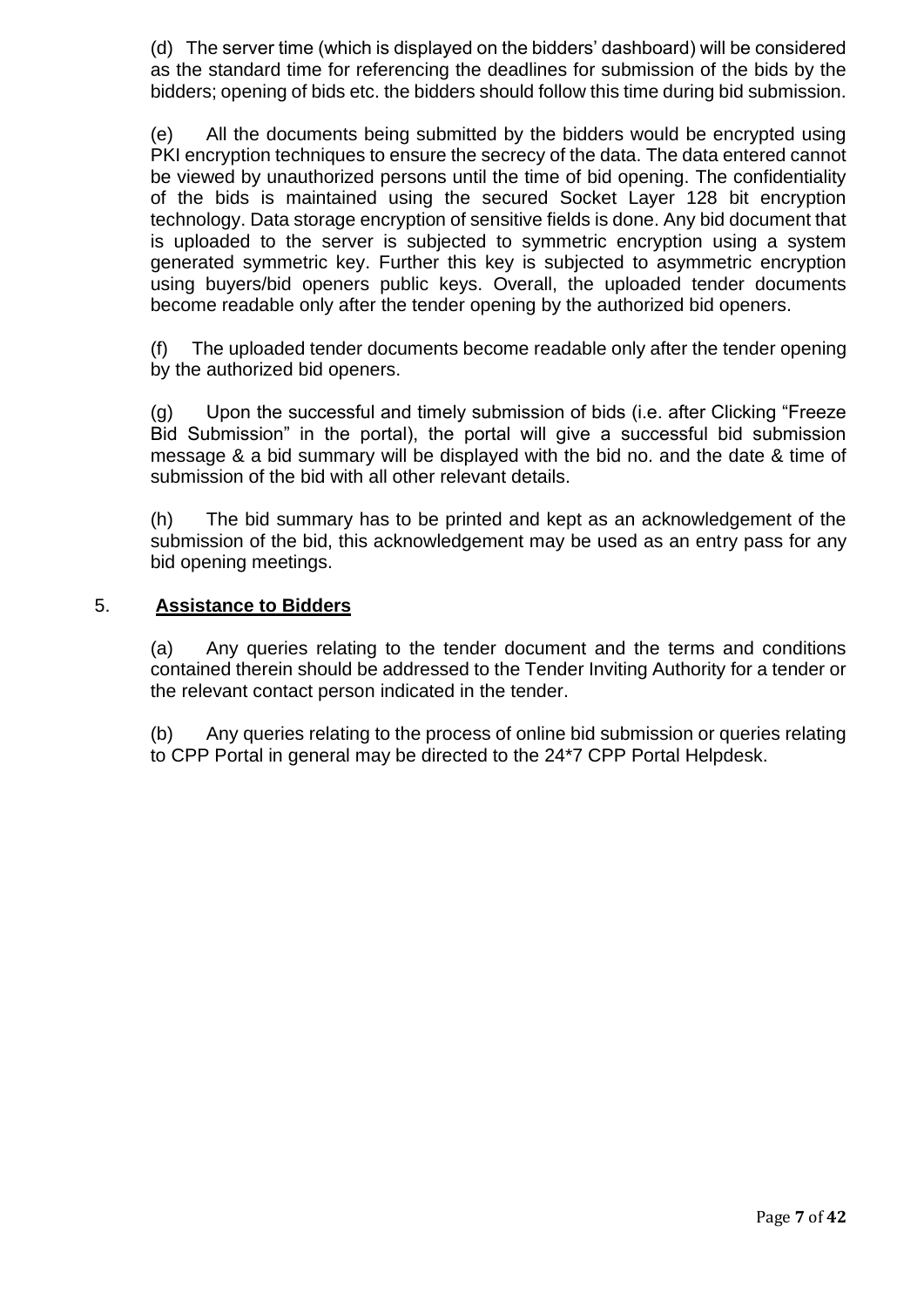(d) The server time (which is displayed on the bidders' dashboard) will be considered as the standard time for referencing the deadlines for submission of the bids by the bidders; opening of bids etc. the bidders should follow this time during bid submission.

(e) All the documents being submitted by the bidders would be encrypted using PKI encryption techniques to ensure the secrecy of the data. The data entered cannot be viewed by unauthorized persons until the time of bid opening. The confidentiality of the bids is maintained using the secured Socket Layer 128 bit encryption technology. Data storage encryption of sensitive fields is done. Any bid document that is uploaded to the server is subjected to symmetric encryption using a system generated symmetric key. Further this key is subjected to asymmetric encryption using buyers/bid openers public keys. Overall, the uploaded tender documents become readable only after the tender opening by the authorized bid openers.

(f) The uploaded tender documents become readable only after the tender opening by the authorized bid openers.

(g) Upon the successful and timely submission of bids (i.e. after Clicking "Freeze Bid Submission" in the portal), the portal will give a successful bid submission message & a bid summary will be displayed with the bid no. and the date & time of submission of the bid with all other relevant details.

(h) The bid summary has to be printed and kept as an acknowledgement of the submission of the bid, this acknowledgement may be used as an entry pass for any bid opening meetings.

## 5. **Assistance to Bidders**

(a) Any queries relating to the tender document and the terms and conditions contained therein should be addressed to the Tender Inviting Authority for a tender or the relevant contact person indicated in the tender.

(b) Any queries relating to the process of online bid submission or queries relating to CPP Portal in general may be directed to the 24*7 CPP Portal Helpdesk.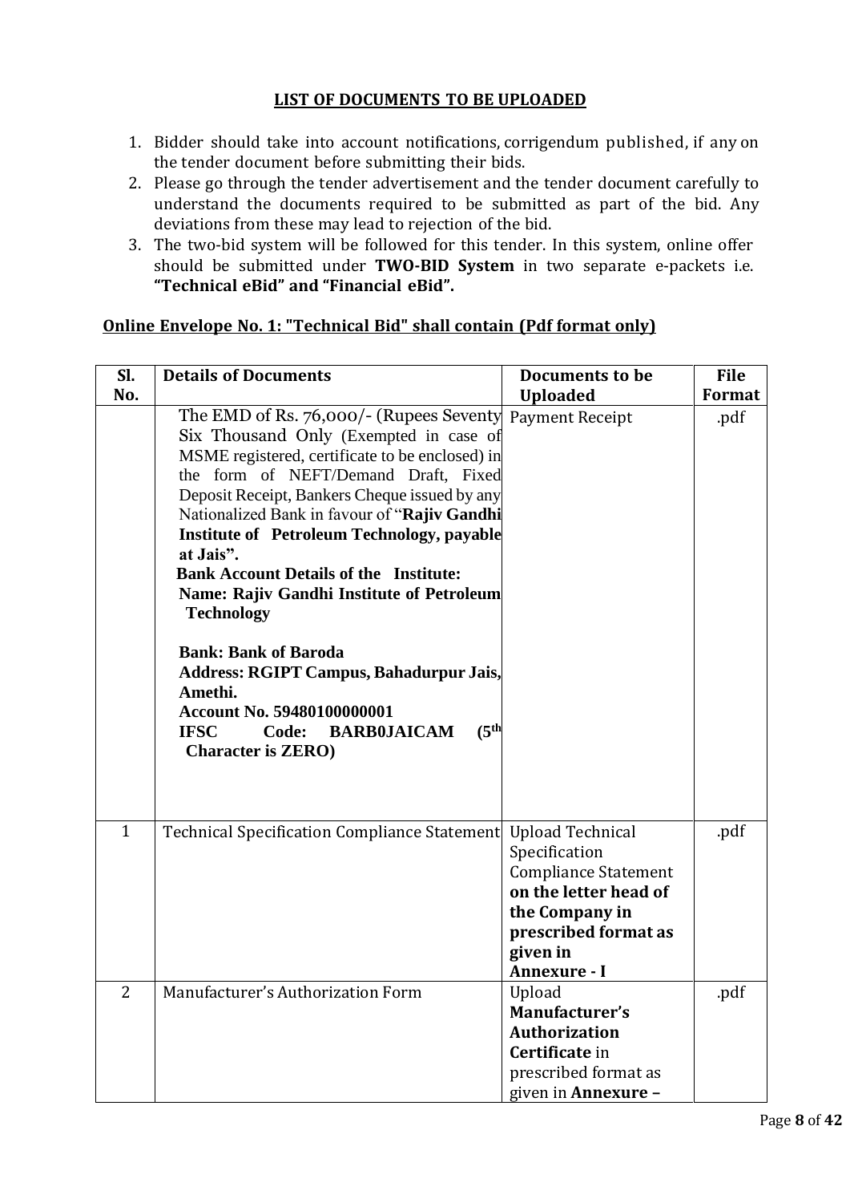## LIST OF DOCUMENTS TO BE UPLOADED

1. Bidder should take into account notifications, corrigendum published, if any on the tender document before submitting their bids.
2. Please go through the tender advertisement and the tender document carefully to understand the documents required to be submitted as part of the bid. Any deviations from these may lead to rejection of the bid.
3. The two-bid system will be followed for this tender. In this system, online offer should be submitted under **TWO-BID System** in two separate e-packets i.e. **"Technical eBid" and "Financial eBid".**

**Online Envelope No. 1: "Technical Bid" shall contain (Pdf format only)**

| Sl. No. | Details of Documents | Documents to be Uploaded | File Format |
|---|---|---|---|
| | The EMD of Rs. 76,000/- (Rupees Seventy Six Thousand Only (Exempted in case of MSME registered, certificate to be enclosed) in the form of NEFT/Demand Draft, Fixed Deposit Receipt, Bankers Cheque issued by any Nationalized Bank in favour of "**Rajiv Gandhi Institute of Petroleum Technology, payable at Jais".** <br> **Bank Account Details of the Institute:** <br> **Name: Rajiv Gandhi Institute of Petroleum Technology** <br><br> **Bank: Bank of Baroda** <br> **Address: RGIPT Campus, Bahadurpur Jais, Amethi.** <br> **Account No. 59480100000001** <br> **IFSC Code: BARB0JAICAM (5th Character is ZERO)** | Payment Receipt | .pdf |
| 1 | Technical Specification Compliance Statement | Upload Technical Specification Compliance Statement **on the letter head of the Company in prescribed format as given in Annexure - I** | .pdf |
| 2 | Manufacturer's Authorization Form | Upload **Manufacturer's Authorization Certificate** in prescribed format as given in **Annexure –** | .pdf |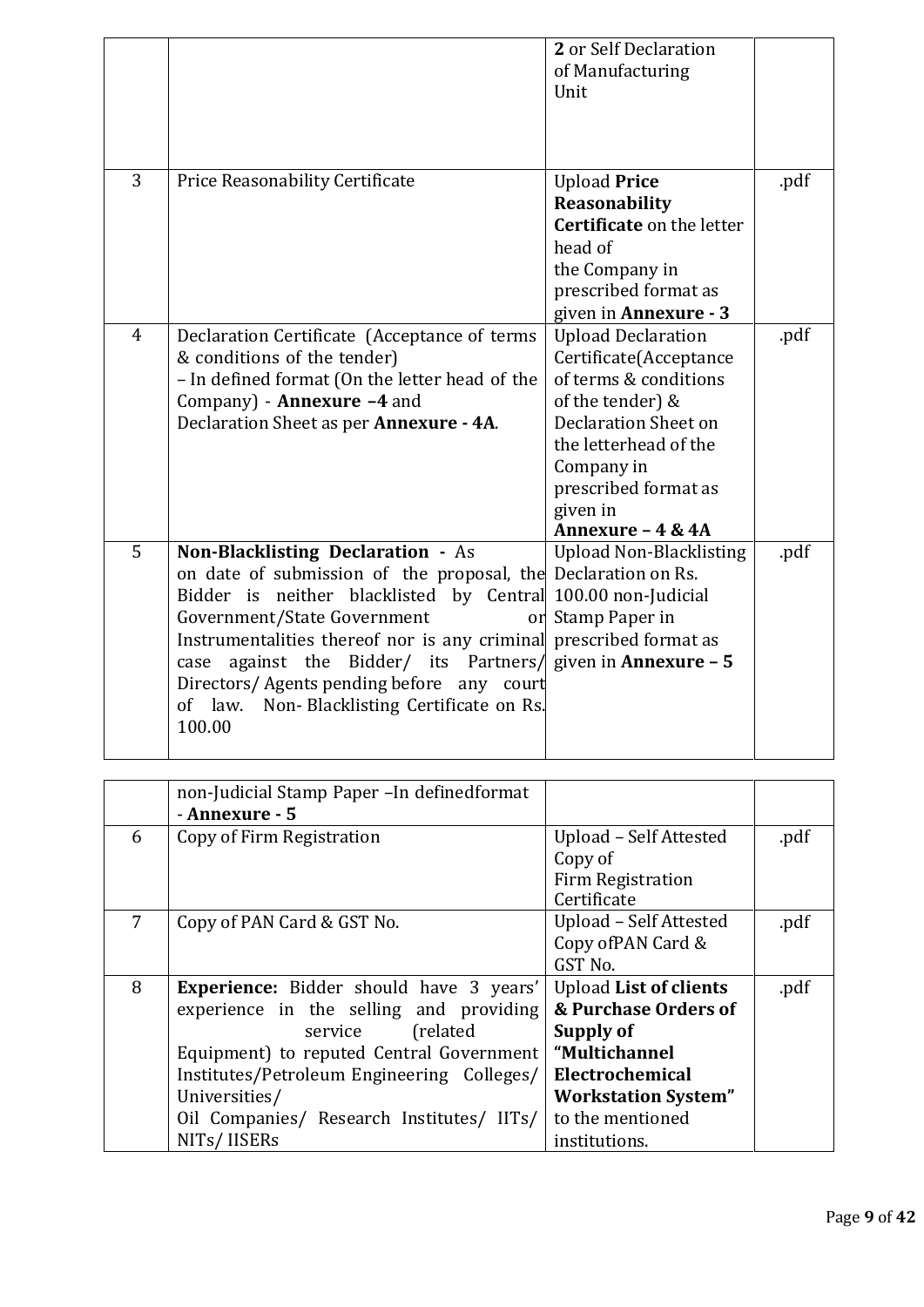| | | | |
|---|---|---|---|
| | | **2** or Self Declaration of Manufacturing Unit | |
| 3 | Price Reasonability Certificate | Upload **Price Reasonability Certificate** on the letter head of the Company in prescribed format as given in **Annexure - 3** | .pdf |
| 4 | Declaration Certificate (Acceptance of terms & conditions of the tender) – In defined format (On the letter head of the Company) - **Annexure –4** and Declaration Sheet as per **Annexure - 4A**. | Upload Declaration Certificate(Acceptance of terms & conditions of the tender) & Declaration Sheet on the letterhead of the Company in prescribed format as given in **Annexure – 4 & 4A** | .pdf |
| 5 | **Non-Blacklisting Declaration -** As on date of submission of the proposal, the Bidder is neither blacklisted by Central Government/State Government or Instrumentalities thereof nor is any criminal case against the Bidder/ its Partners/ Directors/ Agents pending before any court of law. Non- Blacklisting Certificate on Rs. 100.00 non-Judicial Stamp Paper –In definedformat - **Annexure - 5** | Upload Non-Blacklisting Declaration on Rs. 100.00 non-Judicial Stamp Paper in prescribed format as given in **Annexure – 5** | .pdf |
| 6 | Copy of Firm Registration | Upload – Self Attested Copy of Firm Registration Certificate | .pdf |
| 7 | Copy of PAN Card & GST No. | Upload – Self Attested Copy ofPAN Card & GST No. | .pdf |
| 8 | **Experience:** Bidder should have 3 years' experience in the selling and providing service (related Equipment) to reputed Central Government Institutes/Petroleum Engineering Colleges/ Universities/ Oil Companies/ Research Institutes/ IITs/ NITs/ IISERs | Upload **List of clients & Purchase Orders of Supply of "Multichannel Electrochemical Workstation System"** to the mentioned institutions. | .pdf |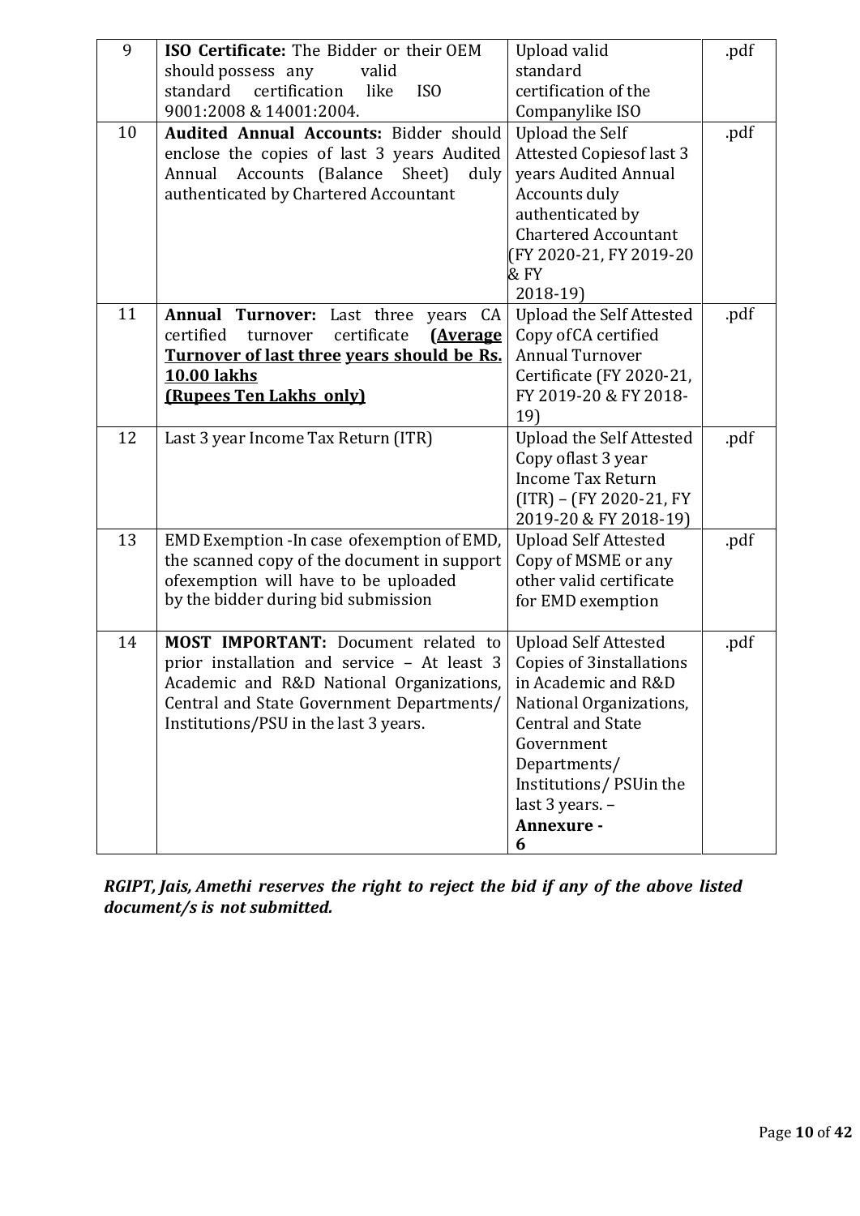| 9 | **ISO Certificate:** The Bidder or their OEM should possess any valid standard certification like ISO 9001:2008 & 14001:2004. | Upload valid standard certification of the Companylike ISO | .pdf |
|---|---|---|---|
| 10 | **Audited Annual Accounts:** Bidder should enclose the copies of last 3 years Audited Annual Accounts (Balance Sheet) duly authenticated by Chartered Accountant | Upload the Self Attested Copiesof last 3 years Audited Annual Accounts duly authenticated by Chartered Accountant (FY 2020-21, FY 2019-20 & FY 2018-19) | .pdf |
| 11 | **Annual Turnover:** Last three years CA certified turnover certificate **(Average Turnover of last three years should be Rs. 10.00 lakhs (Rupees Ten Lakhs only)** | Upload the Self Attested Copy ofCA certified Annual Turnover Certificate (FY 2020-21, FY 2019-20 & FY 2018-19) | .pdf |
| 12 | Last 3 year Income Tax Return (ITR) | Upload the Self Attested Copy oflast 3 year Income Tax Return (ITR) – (FY 2020-21, FY 2019-20 & FY 2018-19) | .pdf |
| 13 | EMD Exemption -In case ofexemption of EMD, the scanned copy of the document in support ofexemption will have to be uploaded by the bidder during bid submission | Upload Self Attested Copy of MSME or any other valid certificate for EMD exemption | .pdf |
| 14 | **MOST IMPORTANT:** Document related to prior installation and service – At least 3 Academic and R&D National Organizations, Central and State Government Departments/ Institutions/PSU in the last 3 years. | Upload Self Attested Copies of 3installations in Academic and R&D National Organizations, Central and State Government Departments/ Institutions/ PSUin the last 3 years. – **Annexure - 6** | .pdf |

***RGIPT, Jais, Amethi reserves the right to reject the bid if any of the above listed document/s is not submitted.***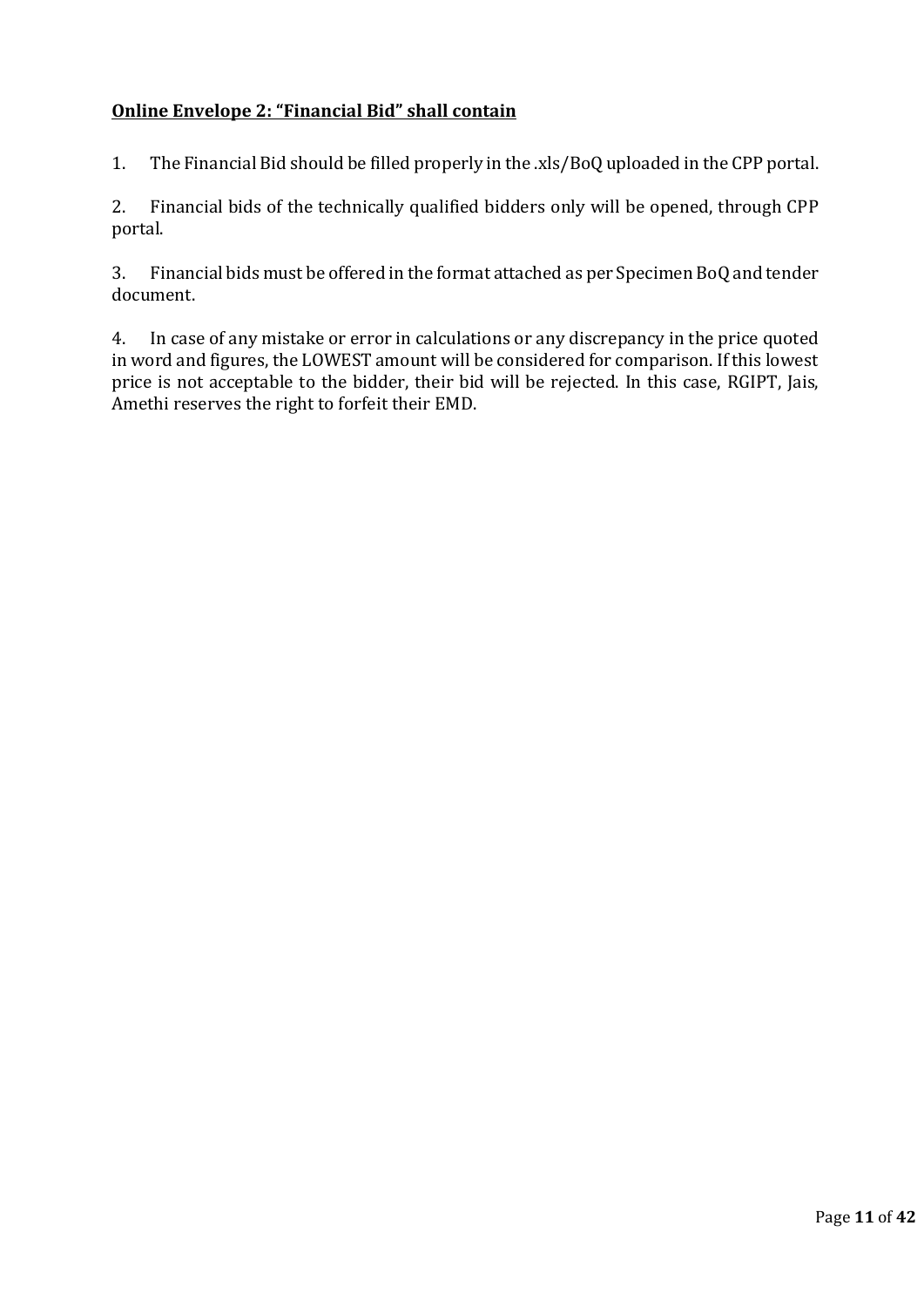**<u>Online Envelope 2: "Financial Bid" shall contain</u>**

1. The Financial Bid should be filled properly in the .xls/BoQ uploaded in the CPP portal.

2. Financial bids of the technically qualified bidders only will be opened, through CPP portal.

3. Financial bids must be offered in the format attached as per Specimen BoQ and tender document.

4. In case of any mistake or error in calculations or any discrepancy in the price quoted in word and figures, the LOWEST amount will be considered for comparison. If this lowest price is not acceptable to the bidder, their bid will be rejected. In this case, RGIPT, Jais, Amethi reserves the right to forfeit their EMD.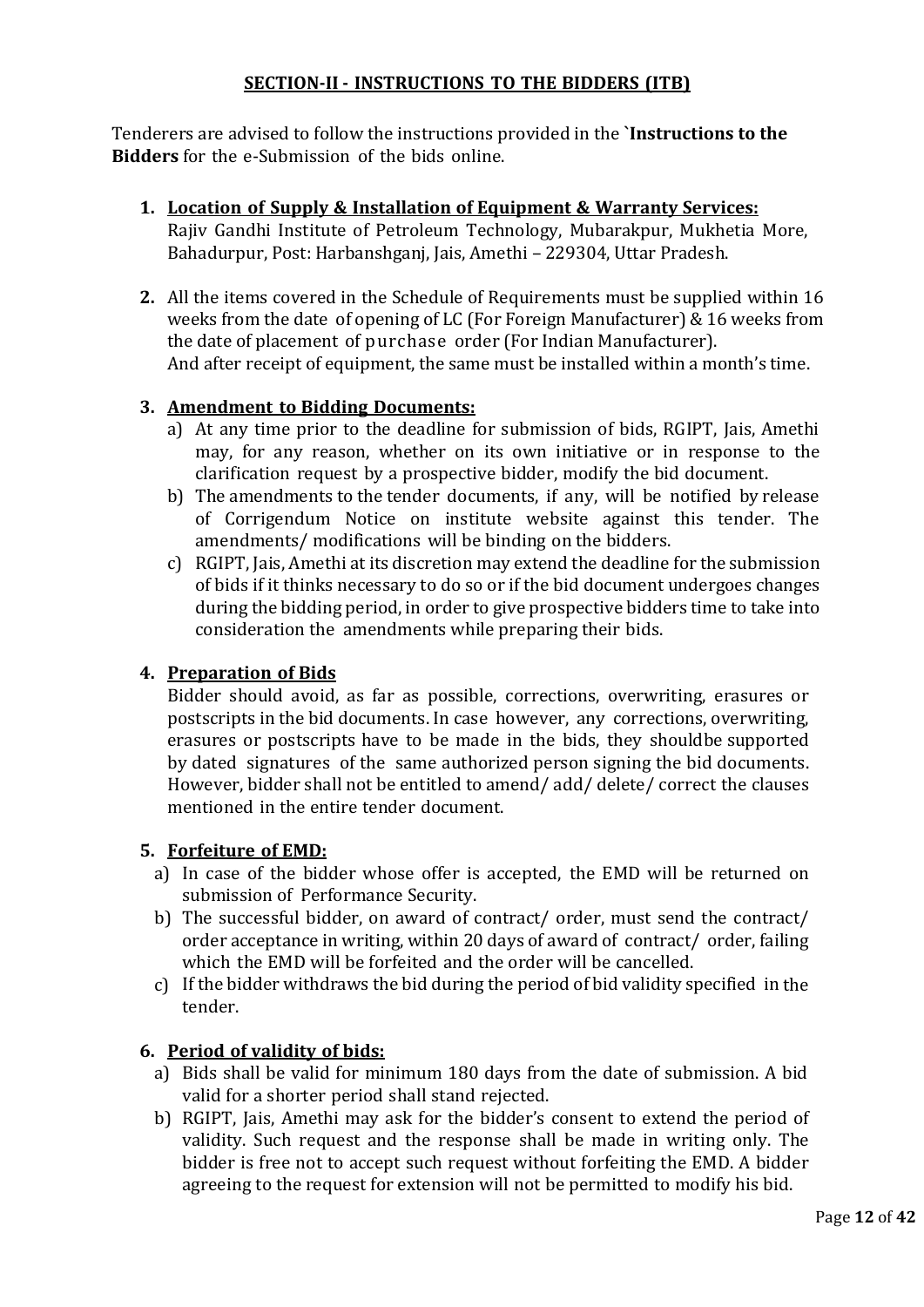## SECTION-II - INSTRUCTIONS TO THE BIDDERS (ITB)

Tenderers are advised to follow the instructions provided in the `**Instructions to the Bidders** for the e-Submission of the bids online.

1. **<u>Location of Supply & Installation of Equipment & Warranty Services:</u>**
   Rajiv Gandhi Institute of Petroleum Technology, Mubarakpur, Mukhetia More, Bahadurpur, Post: Harbanshganj, Jais, Amethi – 229304, Uttar Pradesh.

2. All the items covered in the Schedule of Requirements must be supplied within 16 weeks from the date of opening of LC (For Foreign Manufacturer) & 16 weeks from the date of placement of purchase order (For Indian Manufacturer).
   And after receipt of equipment, the same must be installed within a month's time.

3. **<u>Amendment to Bidding Documents:</u>**
   a) At any time prior to the deadline for submission of bids, RGIPT, Jais, Amethi may, for any reason, whether on its own initiative or in response to the clarification request by a prospective bidder, modify the bid document.
   b) The amendments to the tender documents, if any, will be notified by release of Corrigendum Notice on institute website against this tender. The amendments/ modifications will be binding on the bidders.
   c) RGIPT, Jais, Amethi at its discretion may extend the deadline for the submission of bids if it thinks necessary to do so or if the bid document undergoes changes during the bidding period, in order to give prospective bidders time to take into consideration the amendments while preparing their bids.

4. **<u>Preparation of Bids</u>**
   Bidder should avoid, as far as possible, corrections, overwriting, erasures or postscripts in the bid documents. In case however, any corrections, overwriting, erasures or postscripts have to be made in the bids, they shouldbe supported by dated signatures of the same authorized person signing the bid documents. However, bidder shall not be entitled to amend/ add/ delete/ correct the clauses mentioned in the entire tender document.

5. **<u>Forfeiture of EMD:</u>**
   a) In case of the bidder whose offer is accepted, the EMD will be returned on submission of Performance Security.
   b) The successful bidder, on award of contract/ order, must send the contract/ order acceptance in writing, within 20 days of award of contract/ order, failing which the EMD will be forfeited and the order will be cancelled.
   c) If the bidder withdraws the bid during the period of bid validity specified in the tender.

6. **<u>Period of validity of bids:</u>**
   a) Bids shall be valid for minimum 180 days from the date of submission. A bid valid for a shorter period shall stand rejected.
   b) RGIPT, Jais, Amethi may ask for the bidder's consent to extend the period of validity. Such request and the response shall be made in writing only. The bidder is free not to accept such request without forfeiting the EMD. A bidder agreeing to the request for extension will not be permitted to modify his bid.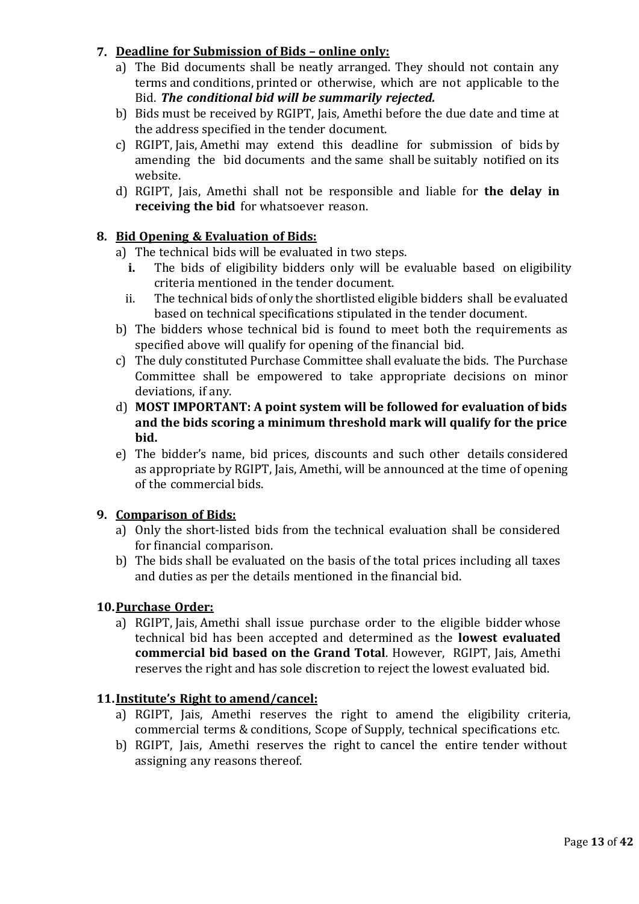7. **Deadline for Submission of Bids – online only:**
   a) The Bid documents shall be neatly arranged. They should not contain any terms and conditions, printed or otherwise, which are not applicable to the Bid. ***The conditional bid will be summarily rejected.***
   b) Bids must be received by RGIPT, Jais, Amethi before the due date and time at the address specified in the tender document.
   c) RGIPT, Jais, Amethi may extend this deadline for submission of bids by amending the bid documents and the same shall be suitably notified on its website.
   d) RGIPT, Jais, Amethi shall not be responsible and liable for **the delay in receiving the bid** for whatsoever reason.

8. **Bid Opening & Evaluation of Bids:**
   a) The technical bids will be evaluated in two steps.
      **i.** The bids of eligibility bidders only will be evaluable based on eligibility criteria mentioned in the tender document.
      ii. The technical bids of only the shortlisted eligible bidders shall be evaluated based on technical specifications stipulated in the tender document.
   b) The bidders whose technical bid is found to meet both the requirements as specified above will qualify for opening of the financial bid.
   c) The duly constituted Purchase Committee shall evaluate the bids. The Purchase Committee shall be empowered to take appropriate decisions on minor deviations, if any.
   d) **MOST IMPORTANT: A point system will be followed for evaluation of bids and the bids scoring a minimum threshold mark will qualify for the price bid.**
   e) The bidder's name, bid prices, discounts and such other details considered as appropriate by RGIPT, Jais, Amethi, will be announced at the time of opening of the commercial bids.

9. **Comparison of Bids:**
   a) Only the short-listed bids from the technical evaluation shall be considered for financial comparison.
   b) The bids shall be evaluated on the basis of the total prices including all taxes and duties as per the details mentioned in the financial bid.

10. **Purchase Order:**
    a) RGIPT, Jais, Amethi shall issue purchase order to the eligible bidder whose technical bid has been accepted and determined as the **lowest evaluated commercial bid based on the Grand Total**. However, RGIPT, Jais, Amethi reserves the right and has sole discretion to reject the lowest evaluated bid.

11. **Institute's Right to amend/cancel:**
    a) RGIPT, Jais, Amethi reserves the right to amend the eligibility criteria, commercial terms & conditions, Scope of Supply, technical specifications etc.
    b) RGIPT, Jais, Amethi reserves the right to cancel the entire tender without assigning any reasons thereof.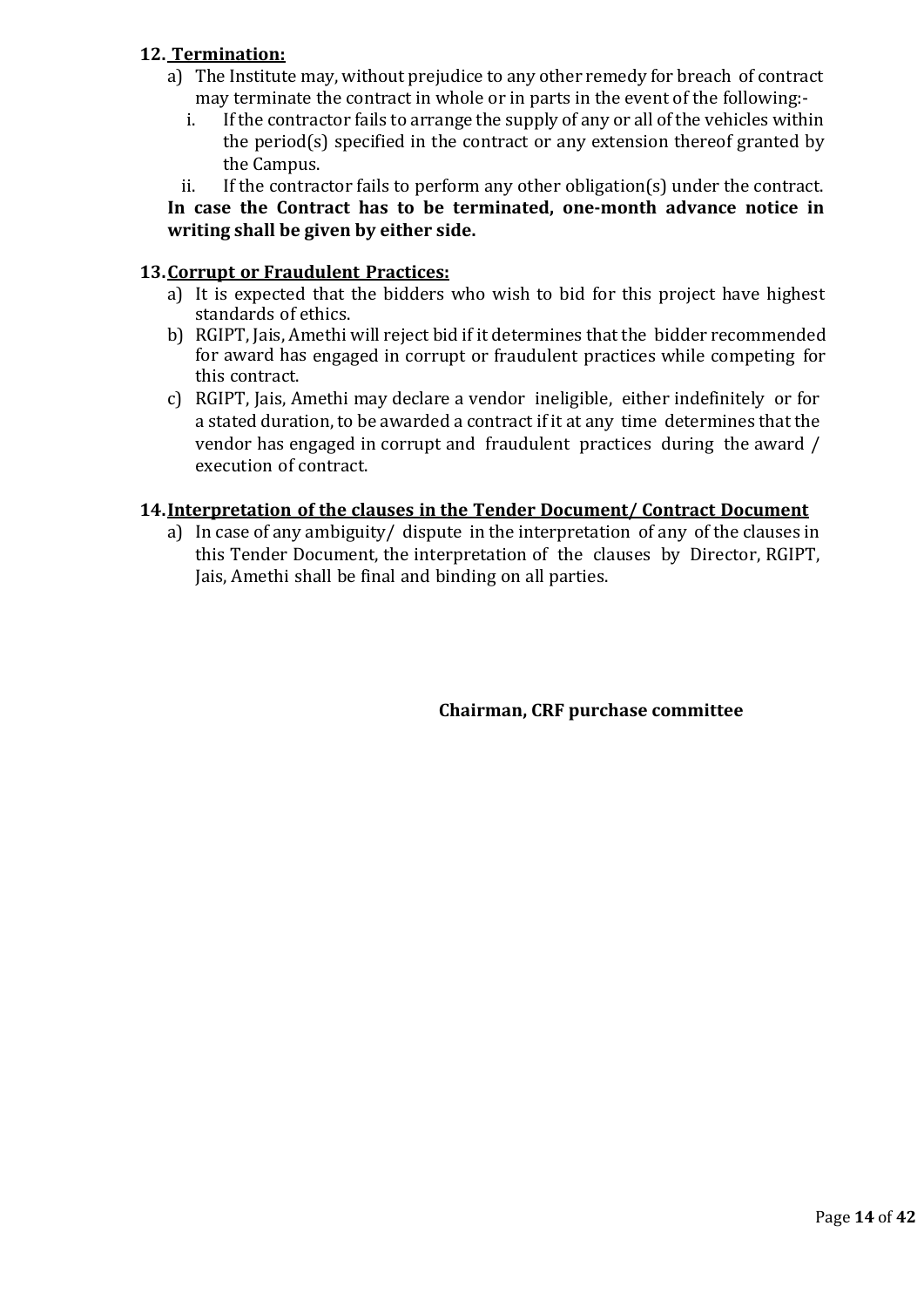**12. Termination:**

a) The Institute may, without prejudice to any other remedy for breach of contract may terminate the contract in whole or in parts in the event of the following:-

   i. If the contractor fails to arrange the supply of any or all of the vehicles within the period(s) specified in the contract or any extension thereof granted by the Campus.

   ii. If the contractor fails to perform any other obligation(s) under the contract.

**In case the Contract has to be terminated, one-month advance notice in writing shall be given by either side.**

**13. Corrupt or Fraudulent Practices:**

a) It is expected that the bidders who wish to bid for this project have highest standards of ethics.

b) RGIPT, Jais, Amethi will reject bid if it determines that the bidder recommended for award has engaged in corrupt or fraudulent practices while competing for this contract.

c) RGIPT, Jais, Amethi may declare a vendor ineligible, either indefinitely or for a stated duration, to be awarded a contract if it at any time determines that the vendor has engaged in corrupt and fraudulent practices during the award / execution of contract.

**14. Interpretation of the clauses in the Tender Document/ Contract Document**

a) In case of any ambiguity/ dispute in the interpretation of any of the clauses in this Tender Document, the interpretation of the clauses by Director, RGIPT, Jais, Amethi shall be final and binding on all parties.

**Chairman, CRF purchase committee**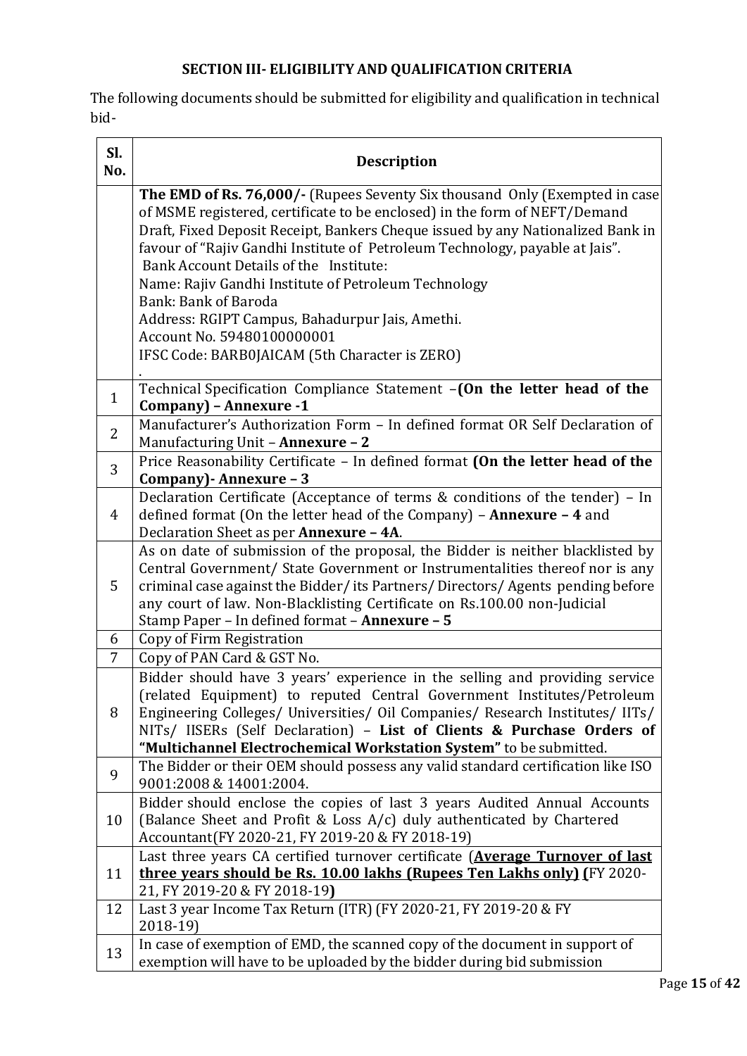## SECTION III- ELIGIBILITY AND QUALIFICATION CRITERIA

The following documents should be submitted for eligibility and qualification in technical bid-

| Sl. No. | Description |
|---|---|
| | **The EMD of Rs. 76,000/-** (Rupees Seventy Six thousand Only (Exempted in case of MSME registered, certificate to be enclosed) in the form of NEFT/Demand Draft, Fixed Deposit Receipt, Bankers Cheque issued by any Nationalized Bank in favour of "Rajiv Gandhi Institute of Petroleum Technology, payable at Jais".<br>Bank Account Details of the Institute:<br>Name: Rajiv Gandhi Institute of Petroleum Technology<br>Bank: Bank of Baroda<br>Address: RGIPT Campus, Bahadurpur Jais, Amethi.<br>Account No. 59480100000001<br>IFSC Code: BARB0JAICAM (5th Character is ZERO)<br>. |
| 1 | Technical Specification Compliance Statement –**(On the letter head of the Company) – Annexure -1** |
| 2 | Manufacturer's Authorization Form – In defined format OR Self Declaration of Manufacturing Unit – **Annexure – 2** |
| 3 | Price Reasonability Certificate – In defined format **(On the letter head of the Company)- Annexure – 3** |
| 4 | Declaration Certificate (Acceptance of terms & conditions of the tender) – In defined format (On the letter head of the Company) – **Annexure – 4** and Declaration Sheet as per **Annexure – 4A**. |
| 5 | As on date of submission of the proposal, the Bidder is neither blacklisted by Central Government/ State Government or Instrumentalities thereof nor is any criminal case against the Bidder/ its Partners/ Directors/ Agents pending before any court of law. Non-Blacklisting Certificate on Rs.100.00 non-Judicial Stamp Paper – In defined format – **Annexure – 5** |
| 6 | Copy of Firm Registration |
| 7 | Copy of PAN Card & GST No. |
| 8 | Bidder should have 3 years' experience in the selling and providing service (related Equipment) to reputed Central Government Institutes/Petroleum Engineering Colleges/ Universities/ Oil Companies/ Research Institutes/ IITs/ NITs/ IISERs (Self Declaration) – **List of Clients & Purchase Orders of "Multichannel Electrochemical Workstation System"** to be submitted. |
| 9 | The Bidder or their OEM should possess any valid standard certification like ISO 9001:2008 & 14001:2004. |
| 10 | Bidder should enclose the copies of last 3 years Audited Annual Accounts (Balance Sheet and Profit & Loss A/c) duly authenticated by Chartered Accountant(FY 2020-21, FY 2019-20 & FY 2018-19) |
| 11 | Last three years CA certified turnover certificate (**<u>Average Turnover of last three years should be Rs. 10.00 lakhs (Rupees Ten Lakhs only)</u> (**FY 2020-21, FY 2019-20 & FY 2018-19**)** |
| 12 | Last 3 year Income Tax Return (ITR) (FY 2020-21, FY 2019-20 & FY 2018-19) |
| 13 | In case of exemption of EMD, the scanned copy of the document in support of exemption will have to be uploaded by the bidder during bid submission |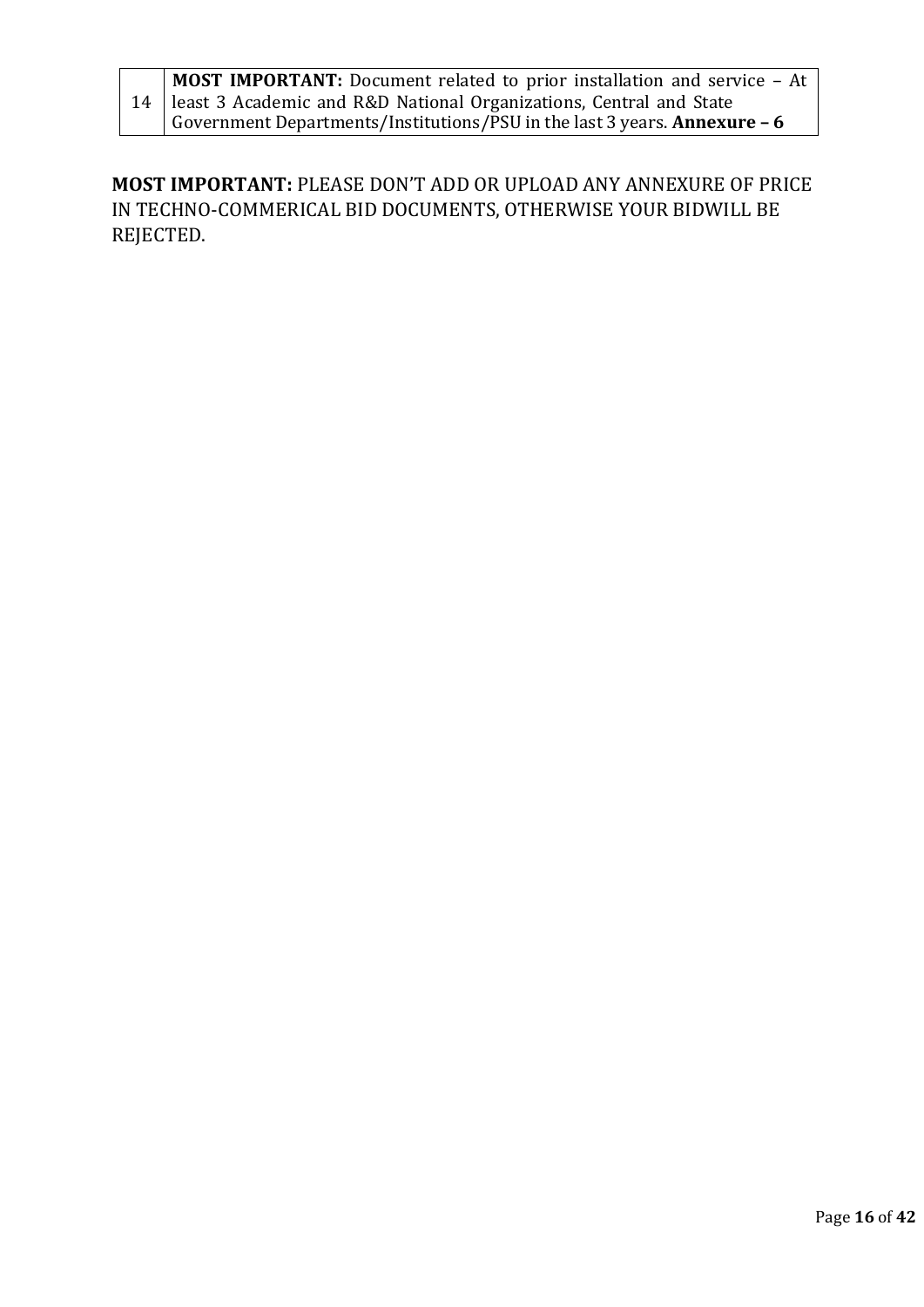| | |
|---|---|
| 14 | **MOST IMPORTANT:** Document related to prior installation and service – At least 3 Academic and R&D National Organizations, Central and State Government Departments/Institutions/PSU in the last 3 years. **Annexure – 6** |

**MOST IMPORTANT:** PLEASE DON'T ADD OR UPLOAD ANY ANNEXURE OF PRICE IN TECHNO-COMMERICAL BID DOCUMENTS, OTHERWISE YOUR BIDWILL BE REJECTED.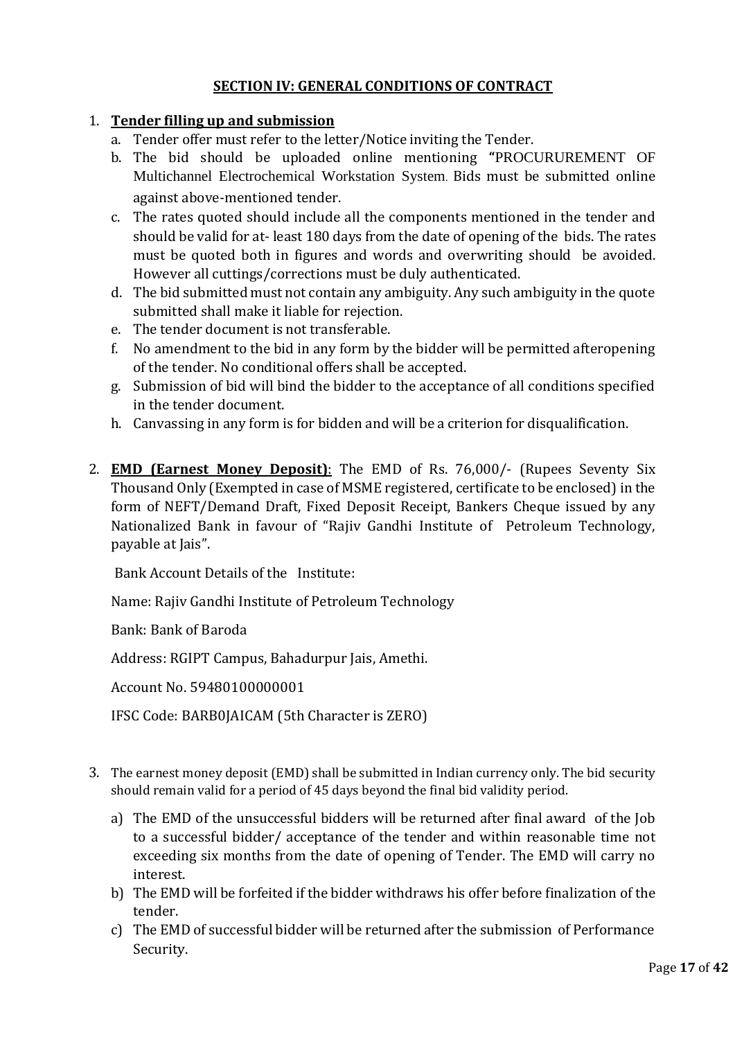## SECTION IV: GENERAL CONDITIONS OF CONTRACT

1. **Tender filling up and submission**
   a. Tender offer must refer to the letter/Notice inviting the Tender.
   b. The bid should be uploaded online mentioning **"**PROCURUREMENT OF Multichannel Electrochemical Workstation System. Bids must be submitted online against above-mentioned tender.
   c. The rates quoted should include all the components mentioned in the tender and should be valid for at- least 180 days from the date of opening of the bids. The rates must be quoted both in figures and words and overwriting should be avoided. However all cuttings/corrections must be duly authenticated.
   d. The bid submitted must not contain any ambiguity. Any such ambiguity in the quote submitted shall make it liable for rejection.
   e. The tender document is not transferable.
   f. No amendment to the bid in any form by the bidder will be permitted afteropening of the tender. No conditional offers shall be accepted.
   g. Submission of bid will bind the bidder to the acceptance of all conditions specified in the tender document.
   h. Canvassing in any form is for bidden and will be a criterion for disqualification.

2. **EMD (Earnest Money Deposit)**: The EMD of Rs. 76,000/- (Rupees Seventy Six Thousand Only (Exempted in case of MSME registered, certificate to be enclosed) in the form of NEFT/Demand Draft, Fixed Deposit Receipt, Bankers Cheque issued by any Nationalized Bank in favour of "Rajiv Gandhi Institute of Petroleum Technology, payable at Jais".

   Bank Account Details of the Institute:

   Name: Rajiv Gandhi Institute of Petroleum Technology

   Bank: Bank of Baroda

   Address: RGIPT Campus, Bahadurpur Jais, Amethi.

   Account No. 59480100000001

   IFSC Code: BARB0JAICAM (5th Character is ZERO)

3. The earnest money deposit (EMD) shall be submitted in Indian currency only. The bid security should remain valid for a period of 45 days beyond the final bid validity period.
   a) The EMD of the unsuccessful bidders will be returned after final award of the Job to a successful bidder/ acceptance of the tender and within reasonable time not exceeding six months from the date of opening of Tender. The EMD will carry no interest.
   b) The EMD will be forfeited if the bidder withdraws his offer before finalization of the tender.
   c) The EMD of successful bidder will be returned after the submission of Performance Security.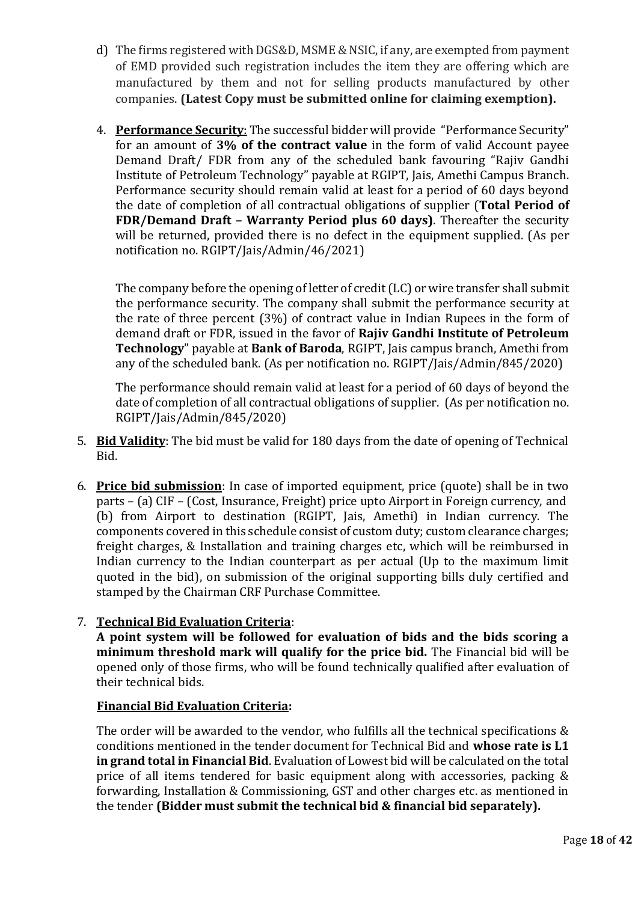d) The firms registered with DGS&D, MSME & NSIC, if any, are exempted from payment of EMD provided such registration includes the item they are offering which are manufactured by them and not for selling products manufactured by other companies. **(Latest Copy must be submitted online for claiming exemption).**

4. **Performance Security**: The successful bidder will provide "Performance Security" for an amount of **3% of the contract value** in the form of valid Account payee Demand Draft/ FDR from any of the scheduled bank favouring "Rajiv Gandhi Institute of Petroleum Technology" payable at RGIPT, Jais, Amethi Campus Branch. Performance security should remain valid at least for a period of 60 days beyond the date of completion of all contractual obligations of supplier (**Total Period of FDR/Demand Draft – Warranty Period plus 60 days)**. Thereafter the security will be returned, provided there is no defect in the equipment supplied. (As per notification no. RGIPT/Jais/Admin/46/2021)

   The company before the opening of letter of credit (LC) or wire transfer shall submit the performance security. The company shall submit the performance security at the rate of three percent (3%) of contract value in Indian Rupees in the form of demand draft or FDR, issued in the favor of **Rajiv Gandhi Institute of Petroleum Technology**" payable at **Bank of Baroda**, RGIPT, Jais campus branch, Amethi from any of the scheduled bank. (As per notification no. RGIPT/Jais/Admin/845/2020)

   The performance should remain valid at least for a period of 60 days of beyond the date of completion of all contractual obligations of supplier. (As per notification no. RGIPT/Jais/Admin/845/2020)

5. **Bid Validity**: The bid must be valid for 180 days from the date of opening of Technical Bid.

6. **Price bid submission**: In case of imported equipment, price (quote) shall be in two parts – (a) CIF – (Cost, Insurance, Freight) price upto Airport in Foreign currency, and (b) from Airport to destination (RGIPT, Jais, Amethi) in Indian currency. The components covered in this schedule consist of custom duty; custom clearance charges; freight charges, & Installation and training charges etc, which will be reimbursed in Indian currency to the Indian counterpart as per actual (Up to the maximum limit quoted in the bid), on submission of the original supporting bills duly certified and stamped by the Chairman CRF Purchase Committee.

7. **Technical Bid Evaluation Criteria**:
   **A point system will be followed for evaluation of bids and the bids scoring a minimum threshold mark will qualify for the price bid.** The Financial bid will be opened only of those firms, who will be found technically qualified after evaluation of their technical bids.

   **Financial Bid Evaluation Criteria:**

   The order will be awarded to the vendor, who fulfills all the technical specifications & conditions mentioned in the tender document for Technical Bid and **whose rate is L1 in grand total in Financial Bid**. Evaluation of Lowest bid will be calculated on the total price of all items tendered for basic equipment along with accessories, packing & forwarding, Installation & Commissioning, GST and other charges etc. as mentioned in the tender **(Bidder must submit the technical bid & financial bid separately).**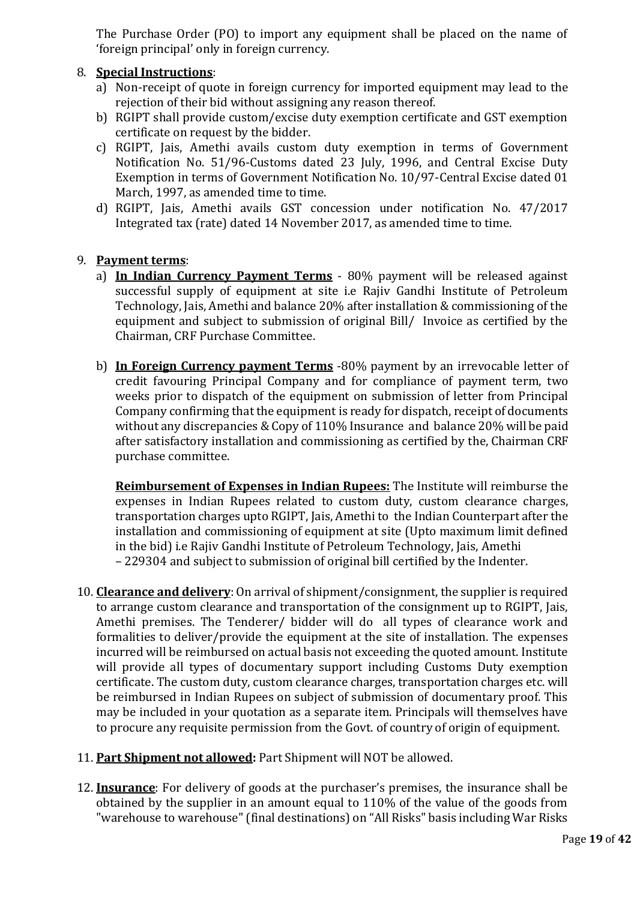The Purchase Order (PO) to import any equipment shall be placed on the name of 'foreign principal' only in foreign currency.

8. **Special Instructions**:
   a) Non-receipt of quote in foreign currency for imported equipment may lead to the rejection of their bid without assigning any reason thereof.
   b) RGIPT shall provide custom/excise duty exemption certificate and GST exemption certificate on request by the bidder.
   c) RGIPT, Jais, Amethi avails custom duty exemption in terms of Government Notification No. 51/96-Customs dated 23 July, 1996, and Central Excise Duty Exemption in terms of Government Notification No. 10/97-Central Excise dated 01 March, 1997, as amended time to time.
   d) RGIPT, Jais, Amethi avails GST concession under notification No. 47/2017 Integrated tax (rate) dated 14 November 2017, as amended time to time.

9. **Payment terms**:
   a) **In Indian Currency Payment Terms** - 80% payment will be released against successful supply of equipment at site i.e Rajiv Gandhi Institute of Petroleum Technology, Jais, Amethi and balance 20% after installation & commissioning of the equipment and subject to submission of original Bill/ Invoice as certified by the Chairman, CRF Purchase Committee.

   b) **In Foreign Currency payment Terms** -80% payment by an irrevocable letter of credit favouring Principal Company and for compliance of payment term, two weeks prior to dispatch of the equipment on submission of letter from Principal Company confirming that the equipment is ready for dispatch, receipt of documents without any discrepancies & Copy of 110% Insurance and balance 20% will be paid after satisfactory installation and commissioning as certified by the, Chairman CRF purchase committee.

      **Reimbursement of Expenses in Indian Rupees:** The Institute will reimburse the expenses in Indian Rupees related to custom duty, custom clearance charges, transportation charges upto RGIPT, Jais, Amethi to the Indian Counterpart after the installation and commissioning of equipment at site (Upto maximum limit defined in the bid) i.e Rajiv Gandhi Institute of Petroleum Technology, Jais, Amethi – 229304 and subject to submission of original bill certified by the Indenter.

10. **Clearance and delivery**: On arrival of shipment/consignment, the supplier is required to arrange custom clearance and transportation of the consignment up to RGIPT, Jais, Amethi premises. The Tenderer/ bidder will do all types of clearance work and formalities to deliver/provide the equipment at the site of installation. The expenses incurred will be reimbursed on actual basis not exceeding the quoted amount. Institute will provide all types of documentary support including Customs Duty exemption certificate. The custom duty, custom clearance charges, transportation charges etc. will be reimbursed in Indian Rupees on subject of submission of documentary proof. This may be included in your quotation as a separate item. Principals will themselves have to procure any requisite permission from the Govt. of country of origin of equipment.

11. **Part Shipment not allowed:** Part Shipment will NOT be allowed.

12. **Insurance**: For delivery of goods at the purchaser's premises, the insurance shall be obtained by the supplier in an amount equal to 110% of the value of the goods from "warehouse to warehouse" (final destinations) on "All Risks" basis including War Risks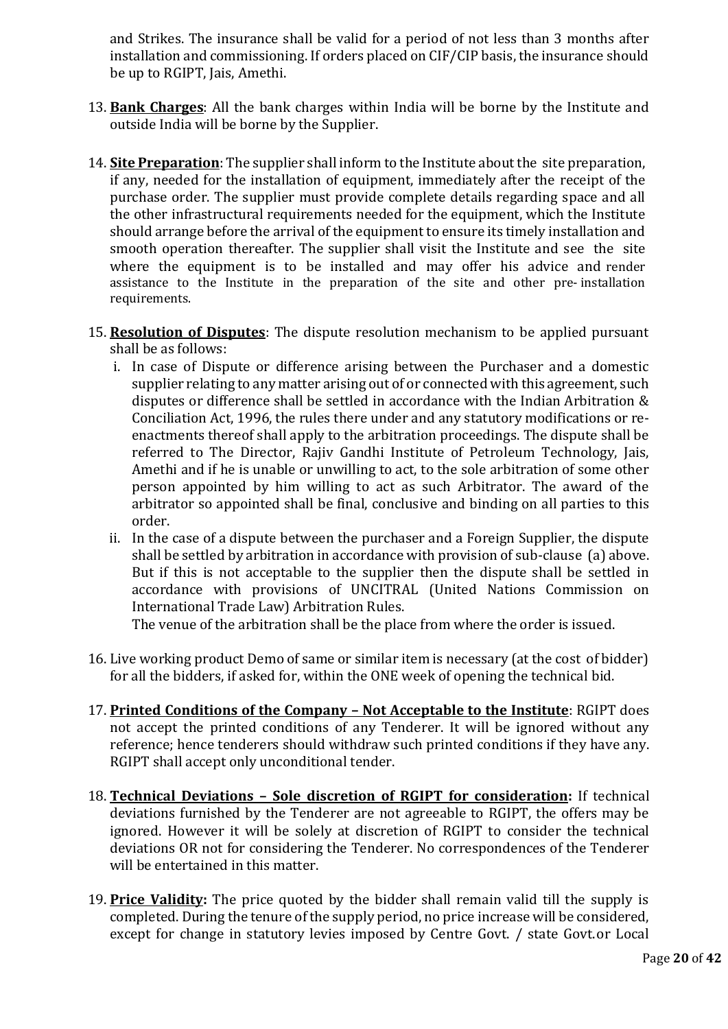and Strikes. The insurance shall be valid for a period of not less than 3 months after installation and commissioning. If orders placed on CIF/CIP basis, the insurance should be up to RGIPT, Jais, Amethi.

13. **Bank Charges**: All the bank charges within India will be borne by the Institute and outside India will be borne by the Supplier.

14. **Site Preparation**: The supplier shall inform to the Institute about the site preparation, if any, needed for the installation of equipment, immediately after the receipt of the purchase order. The supplier must provide complete details regarding space and all the other infrastructural requirements needed for the equipment, which the Institute should arrange before the arrival of the equipment to ensure its timely installation and smooth operation thereafter. The supplier shall visit the Institute and see the site where the equipment is to be installed and may offer his advice and render assistance to the Institute in the preparation of the site and other pre- installation requirements.

15. **Resolution of Disputes**: The dispute resolution mechanism to be applied pursuant shall be as follows:
    i. In case of Dispute or difference arising between the Purchaser and a domestic supplier relating to any matter arising out of or connected with this agreement, such disputes or difference shall be settled in accordance with the Indian Arbitration & Conciliation Act, 1996, the rules there under and any statutory modifications or re-enactments thereof shall apply to the arbitration proceedings. The dispute shall be referred to The Director, Rajiv Gandhi Institute of Petroleum Technology, Jais, Amethi and if he is unable or unwilling to act, to the sole arbitration of some other person appointed by him willing to act as such Arbitrator. The award of the arbitrator so appointed shall be final, conclusive and binding on all parties to this order.
    ii. In the case of a dispute between the purchaser and a Foreign Supplier, the dispute shall be settled by arbitration in accordance with provision of sub-clause (a) above. But if this is not acceptable to the supplier then the dispute shall be settled in accordance with provisions of UNCITRAL (United Nations Commission on International Trade Law) Arbitration Rules.

    The venue of the arbitration shall be the place from where the order is issued.

16. Live working product Demo of same or similar item is necessary (at the cost of bidder) for all the bidders, if asked for, within the ONE week of opening the technical bid.

17. **Printed Conditions of the Company – Not Acceptable to the Institute**: RGIPT does not accept the printed conditions of any Tenderer. It will be ignored without any reference; hence tenderers should withdraw such printed conditions if they have any. RGIPT shall accept only unconditional tender.

18. **Technical Deviations – Sole discretion of RGIPT for consideration:** If technical deviations furnished by the Tenderer are not agreeable to RGIPT, the offers may be ignored. However it will be solely at discretion of RGIPT to consider the technical deviations OR not for considering the Tenderer. No correspondences of the Tenderer will be entertained in this matter.

19. **Price Validity:** The price quoted by the bidder shall remain valid till the supply is completed. During the tenure of the supply period, no price increase will be considered, except for change in statutory levies imposed by Centre Govt. / state Govt.or Local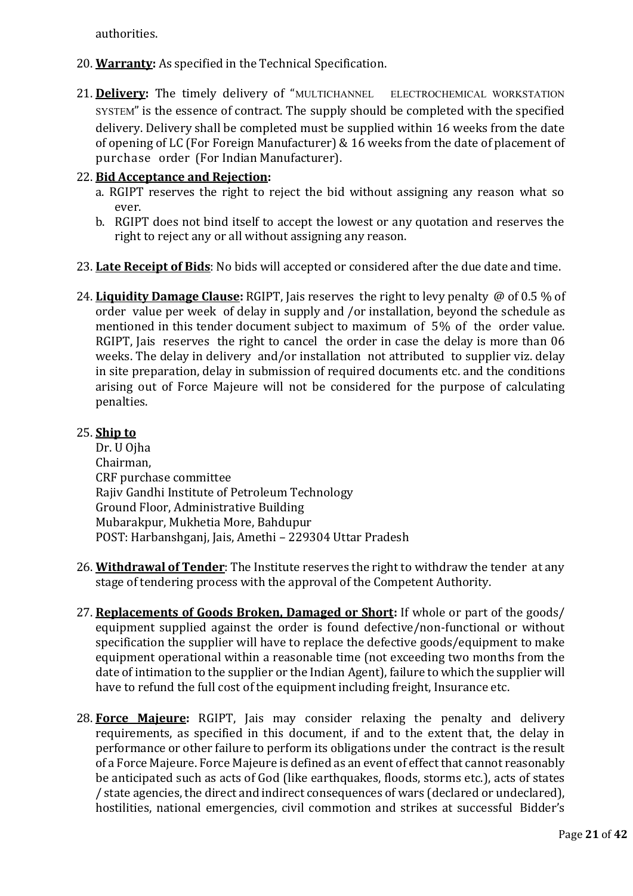authorities.

20. **Warranty:** As specified in the Technical Specification.

21. **Delivery:** The timely delivery of "MULTICHANNEL ELECTROCHEMICAL WORKSTATION SYSTEM" is the essence of contract. The supply should be completed with the specified delivery. Delivery shall be completed must be supplied within 16 weeks from the date of opening of LC (For Foreign Manufacturer) & 16 weeks from the date of placement of purchase order (For Indian Manufacturer).

22. **Bid Acceptance and Rejection:**
    a. RGIPT reserves the right to reject the bid without assigning any reason what so ever.
    b. RGIPT does not bind itself to accept the lowest or any quotation and reserves the right to reject any or all without assigning any reason.

23. **Late Receipt of Bids**: No bids will accepted or considered after the due date and time.

24. **Liquidity Damage Clause:** RGIPT, Jais reserves the right to levy penalty @ of 0.5 % of order value per week of delay in supply and /or installation, beyond the schedule as mentioned in this tender document subject to maximum of 5% of the order value. RGIPT, Jais reserves the right to cancel the order in case the delay is more than 06 weeks. The delay in delivery and/or installation not attributed to supplier viz. delay in site preparation, delay in submission of required documents etc. and the conditions arising out of Force Majeure will not be considered for the purpose of calculating penalties.

25. **Ship to**
    Dr. U Ojha
    Chairman,
    CRF purchase committee
    Rajiv Gandhi Institute of Petroleum Technology
    Ground Floor, Administrative Building
    Mubarakpur, Mukhetia More, Bahdupur
    POST: Harbanshganj, Jais, Amethi – 229304 Uttar Pradesh

26. **Withdrawal of Tender**: The Institute reserves the right to withdraw the tender at any stage of tendering process with the approval of the Competent Authority.

27. **Replacements of Goods Broken, Damaged or Short:** If whole or part of the goods/ equipment supplied against the order is found defective/non-functional or without specification the supplier will have to replace the defective goods/equipment to make equipment operational within a reasonable time (not exceeding two months from the date of intimation to the supplier or the Indian Agent), failure to which the supplier will have to refund the full cost of the equipment including freight, Insurance etc.

28. **Force Majeure:** RGIPT, Jais may consider relaxing the penalty and delivery requirements, as specified in this document, if and to the extent that, the delay in performance or other failure to perform its obligations under the contract is the result of a Force Majeure. Force Majeure is defined as an event of effect that cannot reasonably be anticipated such as acts of God (like earthquakes, floods, storms etc.), acts of states / state agencies, the direct and indirect consequences of wars (declared or undeclared), hostilities, national emergencies, civil commotion and strikes at successful Bidder's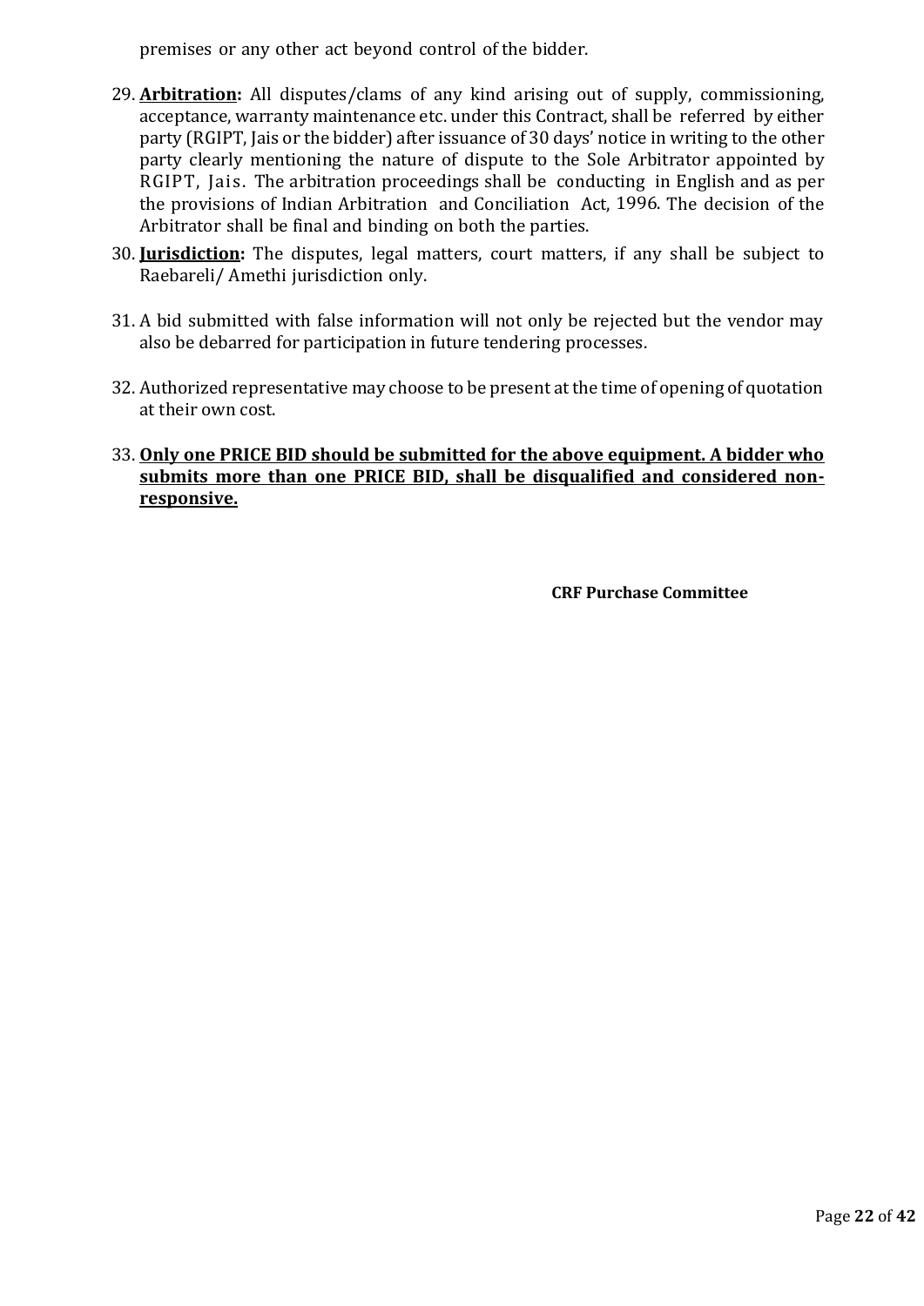premises or any other act beyond control of the bidder.

29. **Arbitration:** All disputes/clams of any kind arising out of supply, commissioning, acceptance, warranty maintenance etc. under this Contract, shall be referred by either party (RGIPT, Jais or the bidder) after issuance of 30 days' notice in writing to the other party clearly mentioning the nature of dispute to the Sole Arbitrator appointed by RGIPT, Jais. The arbitration proceedings shall be conducting in English and as per the provisions of Indian Arbitration and Conciliation Act, 1996. The decision of the Arbitrator shall be final and binding on both the parties.

30. **Jurisdiction:** The disputes, legal matters, court matters, if any shall be subject to Raebareli/ Amethi jurisdiction only.

31. A bid submitted with false information will not only be rejected but the vendor may also be debarred for participation in future tendering processes.

32. Authorized representative may choose to be present at the time of opening of quotation at their own cost.

33. **Only one PRICE BID should be submitted for the above equipment. A bidder who submits more than one PRICE BID, shall be disqualified and considered non-responsive.**

**CRF Purchase Committee**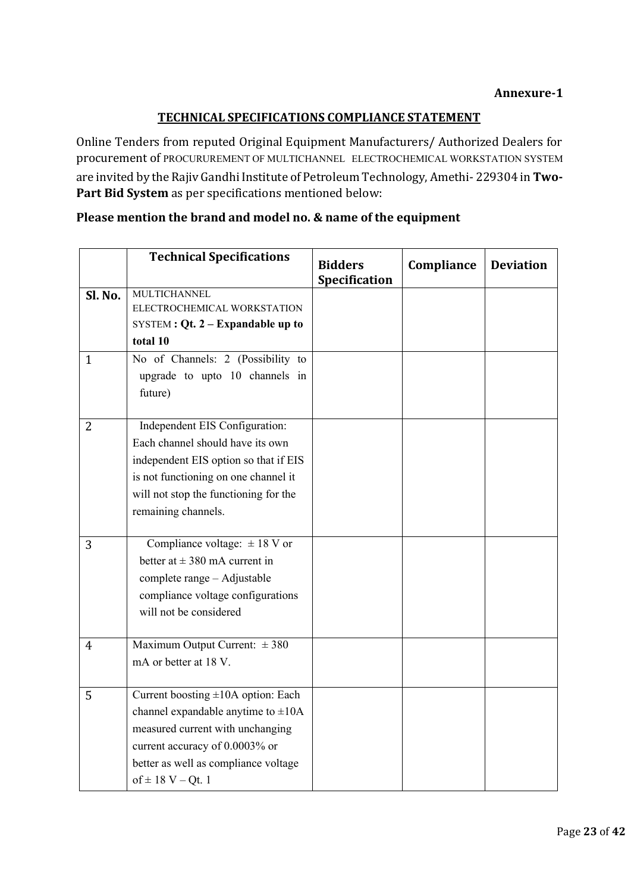**Annexure-1**

**TECHNICAL SPECIFICATIONS COMPLIANCE STATEMENT**

Online Tenders from reputed Original Equipment Manufacturers/ Authorized Dealers for procurement of PROCURUREMENT OF MULTICHANNEL ELECTROCHEMICAL WORKSTATION SYSTEM are invited by the Rajiv Gandhi Institute of Petroleum Technology, Amethi- 229304 in **Two-Part Bid System** as per specifications mentioned below:

**Please mention the brand and model no. & name of the equipment**

| | **Technical Specifications** | **Bidders Specification** | **Compliance** | **Deviation** |
|---|---|---|---|---|
| **Sl. No.** | MULTICHANNEL ELECTROCHEMICAL WORKSTATION SYSTEM **: Qt. 2 – Expandable up to total 10** | | | |
| 1 | No of Channels: 2 (Possibility to upgrade to upto 10 channels in future) | | | |
| 2 | Independent EIS Configuration: Each channel should have its own independent EIS option so that if EIS is not functioning on one channel it will not stop the functioning for the remaining channels. | | | |
| 3 | Compliance voltage: ± 18 V or better at ± 380 mA current in complete range – Adjustable compliance voltage configurations will not be considered | | | |
| 4 | Maximum Output Current: ± 380 mA or better at 18 V. | | | |
| 5 | Current boosting ±10A option: Each channel expandable anytime to ±10A measured current with unchanging current accuracy of 0.0003% or better as well as compliance voltage of ± 18 V – Qt. 1 | | | |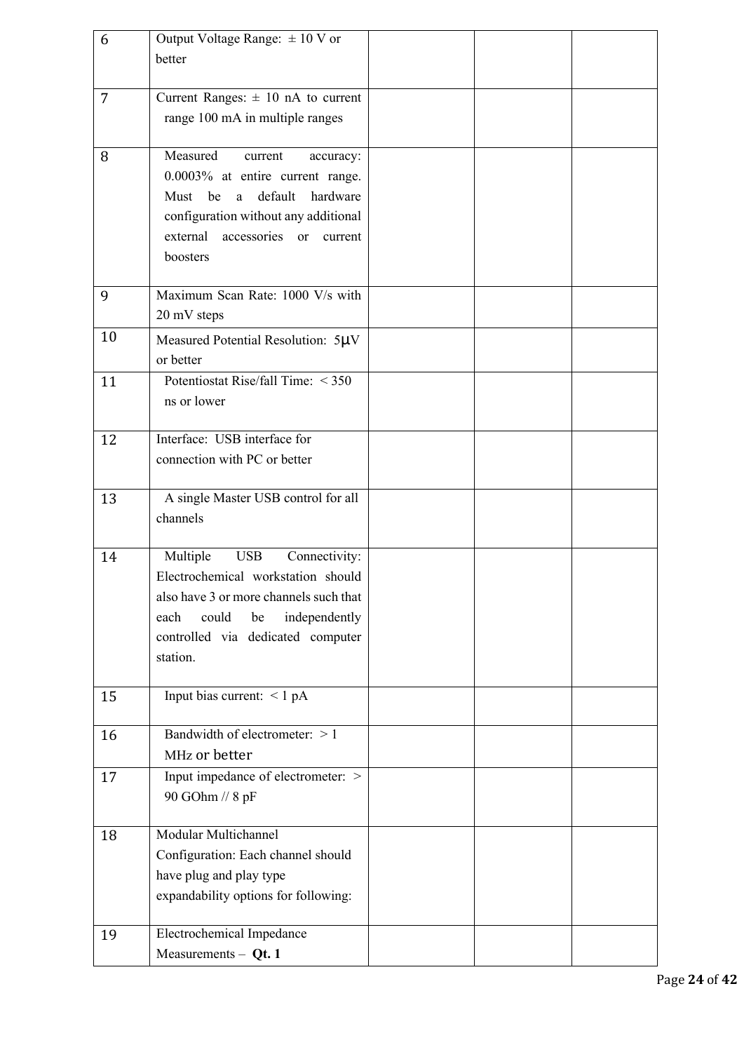| | | | | |
|---|---|---|---|---|
| 6 | Output Voltage Range: ± 10 V or better | | | |
| 7 | Current Ranges: ± 10 nA to current range 100 mA in multiple ranges | | | |
| 8 | Measured current accuracy: 0.0003% at entire current range. Must be a default hardware configuration without any additional external accessories or current boosters | | | |
| 9 | Maximum Scan Rate: 1000 V/s with 20 mV steps | | | |
| 10 | Measured Potential Resolution: 5μV or better | | | |
| 11 | Potentiostat Rise/fall Time: < 350 ns or lower | | | |
| 12 | Interface: USB interface for connection with PC or better | | | |
| 13 | A single Master USB control for all channels | | | |
| 14 | Multiple USB Connectivity: Electrochemical workstation should also have 3 or more channels such that each could be independently controlled via dedicated computer station. | | | |
| 15 | Input bias current: < 1 pA | | | |
| 16 | Bandwidth of electrometer: > 1 MHz or better | | | |
| 17 | Input impedance of electrometer: > 90 GOhm // 8 pF | | | |
| 18 | Modular Multichannel Configuration: Each channel should have plug and play type expandability options for following: | | | |
| 19 | Electrochemical Impedance Measurements – **Qt. 1** | | | |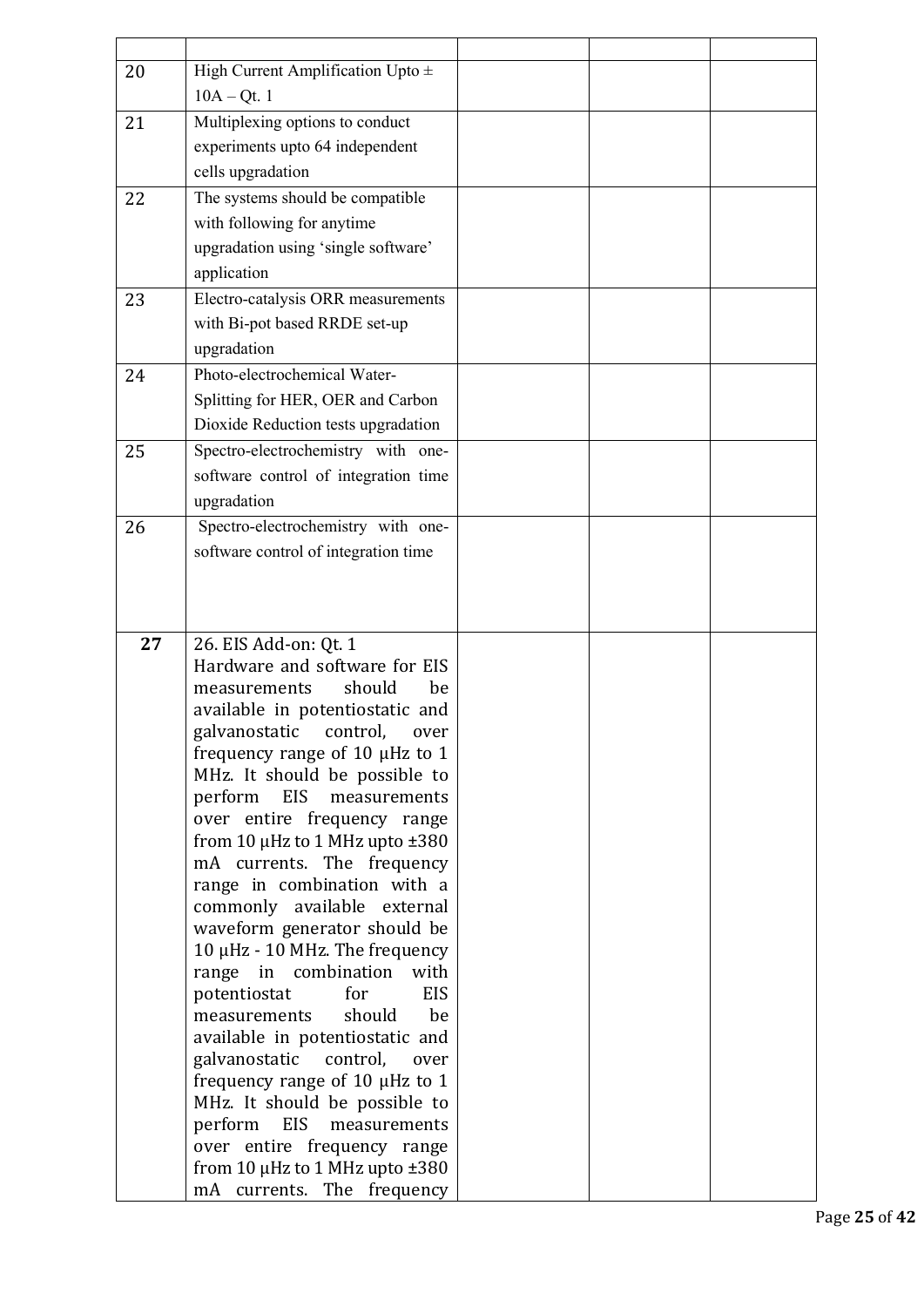| | | | | |
|---|---|---|---|---|
| 20 | High Current Amplification Upto ± 10A – Qt. 1 | | | |
| 21 | Multiplexing options to conduct experiments upto 64 independent cells upgradation | | | |
| 22 | The systems should be compatible with following for anytime upgradation using 'single software' application | | | |
| 23 | Electro-catalysis ORR measurements with Bi-pot based RRDE set-up upgradation | | | |
| 24 | Photo-electrochemical Water-Splitting for HER, OER and Carbon Dioxide Reduction tests upgradation | | | |
| 25 | Spectro-electrochemistry with one-software control of integration time upgradation | | | |
| 26 | Spectro-electrochemistry with one-software control of integration time | | | |
| **27** | 26. EIS Add-on: Qt. 1 Hardware and software for EIS measurements should be available in potentiostatic and galvanostatic control, over frequency range of 10 μHz to 1 MHz. It should be possible to perform EIS measurements over entire frequency range from 10 μHz to 1 MHz upto ±380 mA currents. The frequency range in combination with a commonly available external waveform generator should be 10 μHz - 10 MHz. The frequency range in combination with potentiostat for EIS measurements should be available in potentiostatic and galvanostatic control, over frequency range of 10 μHz to 1 MHz. It should be possible to perform EIS measurements over entire frequency range from 10 μHz to 1 MHz upto ±380 mA currents. The frequency | | | |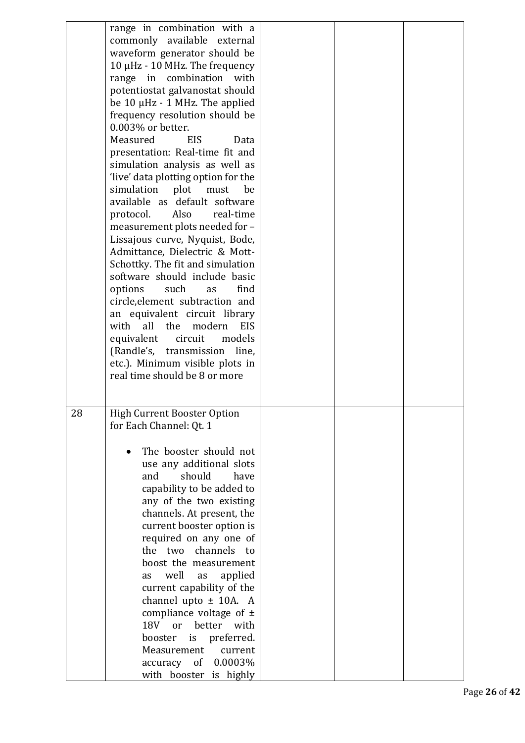| | | | | |
|---|---|---|---|---|
| | range in combination with a commonly available external waveform generator should be 10 μHz - 10 MHz. The frequency range in combination with potentiostat galvanostat should be 10 μHz - 1 MHz. The applied frequency resolution should be 0.003% or better.<br>Measured EIS Data presentation: Real-time fit and simulation analysis as well as 'live' data plotting option for the simulation plot must be available as default software protocol. Also real-time measurement plots needed for – Lissajous curve, Nyquist, Bode, Admittance, Dielectric & Mott-Schottky. The fit and simulation software should include basic options such as find circle,element subtraction and an equivalent circuit library with all the modern EIS equivalent circuit models (Randle's, transmission line, etc.). Minimum visible plots in real time should be 8 or more | | | |
| 28 | High Current Booster Option for Each Channel: Qt. 1<br><br>• The booster should not use any additional slots and should have capability to be added to any of the two existing channels. At present, the current booster option is required on any one of the two channels to boost the measurement as well as applied current capability of the channel upto ± 10A. A compliance voltage of ± 18V or better with booster is preferred. Measurement current accuracy of 0.0003% with booster is highly | | | |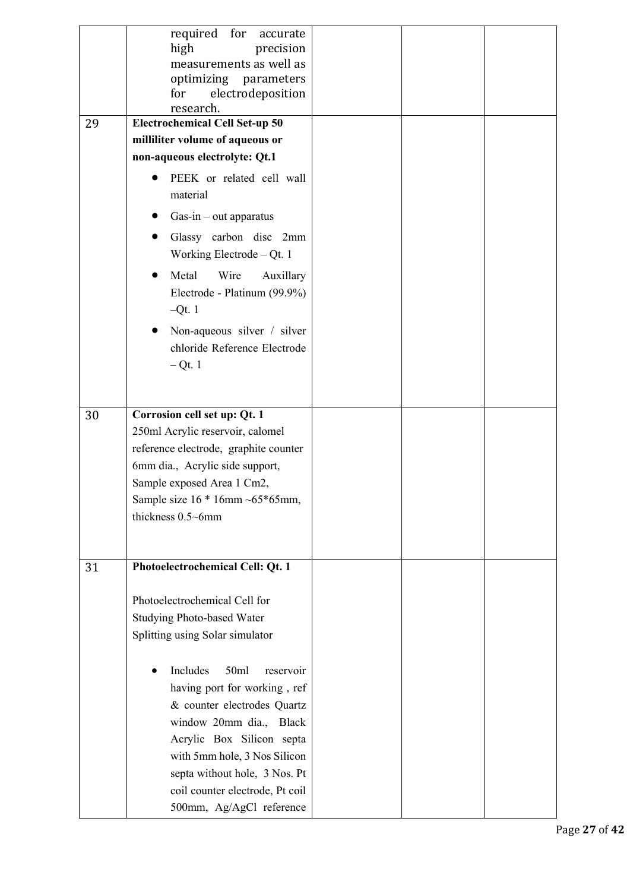|  |  |  |  |  |
|---|---|---|---|---|
|  | required for accurate high precision measurements as well as optimizing parameters for electrodeposition research. |  |  |  |
| 29 | **Electrochemical Cell Set-up 50 milliliter volume of aqueous or non-aqueous electrolyte: Qt.1**<br><br>• PEEK or related cell wall material<br>• Gas-in – out apparatus<br>• Glassy carbon disc 2mm Working Electrode – Qt. 1<br>• Metal Wire Auxillary Electrode - Platinum (99.9%) –Qt. 1<br>• Non-aqueous silver / silver chloride Reference Electrode – Qt. 1 |  |  |  |
| 30 | **Corrosion cell set up: Qt. 1**<br>250ml Acrylic reservoir, calomel reference electrode, graphite counter 6mm dia., Acrylic side support, Sample exposed Area 1 Cm2, Sample size 16 * 16mm ~65*65mm, thickness 0.5~6mm |  |  |  |
| 31 | **Photoelectrochemical Cell: Qt. 1**<br><br>Photoelectrochemical Cell for Studying Photo-based Water Splitting using Solar simulator<br><br>• Includes 50ml reservoir having port for working , ref & counter electrodes Quartz window 20mm dia., Black Acrylic Box Silicon septa with 5mm hole, 3 Nos Silicon septa without hole, 3 Nos. Pt coil counter electrode, Pt coil 500mm, Ag/AgCl reference |  |  |  |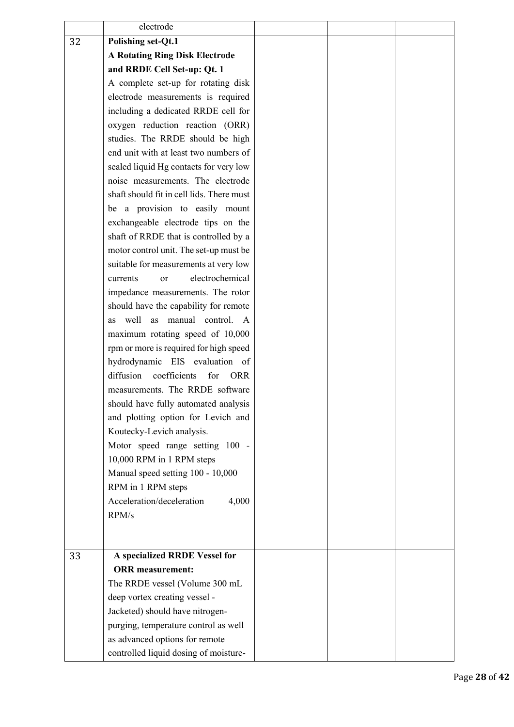| | | | | |
|---|---|---|---|---|
| | electrode | | | |
| 32 | **Polishing set-Qt.1**<br>**A Rotating Ring Disk Electrode and RRDE Cell Set-up: Qt. 1**<br>A complete set-up for rotating disk electrode measurements is required including a dedicated RRDE cell for oxygen reduction reaction (ORR) studies. The RRDE should be high end unit with at least two numbers of sealed liquid Hg contacts for very low noise measurements. The electrode shaft should fit in cell lids. There must be a provision to easily mount exchangeable electrode tips on the shaft of RRDE that is controlled by a motor control unit. The set-up must be suitable for measurements at very low currents or electrochemical impedance measurements. The rotor should have the capability for remote as well as manual control. A maximum rotating speed of 10,000 rpm or more is required for high speed hydrodynamic EIS evaluation of diffusion coefficients for ORR measurements. The RRDE software should have fully automated analysis and plotting option for Levich and Koutecky-Levich analysis.<br>Motor speed range setting 100 - 10,000 RPM in 1 RPM steps<br>Manual speed setting 100 - 10,000 RPM in 1 RPM steps<br>Acceleration/deceleration 4,000 RPM/s | | | |
| 33 | **A specialized RRDE Vessel for ORR measurement:**<br>The RRDE vessel (Volume 300 mL deep vortex creating vessel - Jacketed) should have nitrogen-purging, temperature control as well as advanced options for remote controlled liquid dosing of moisture- | | | |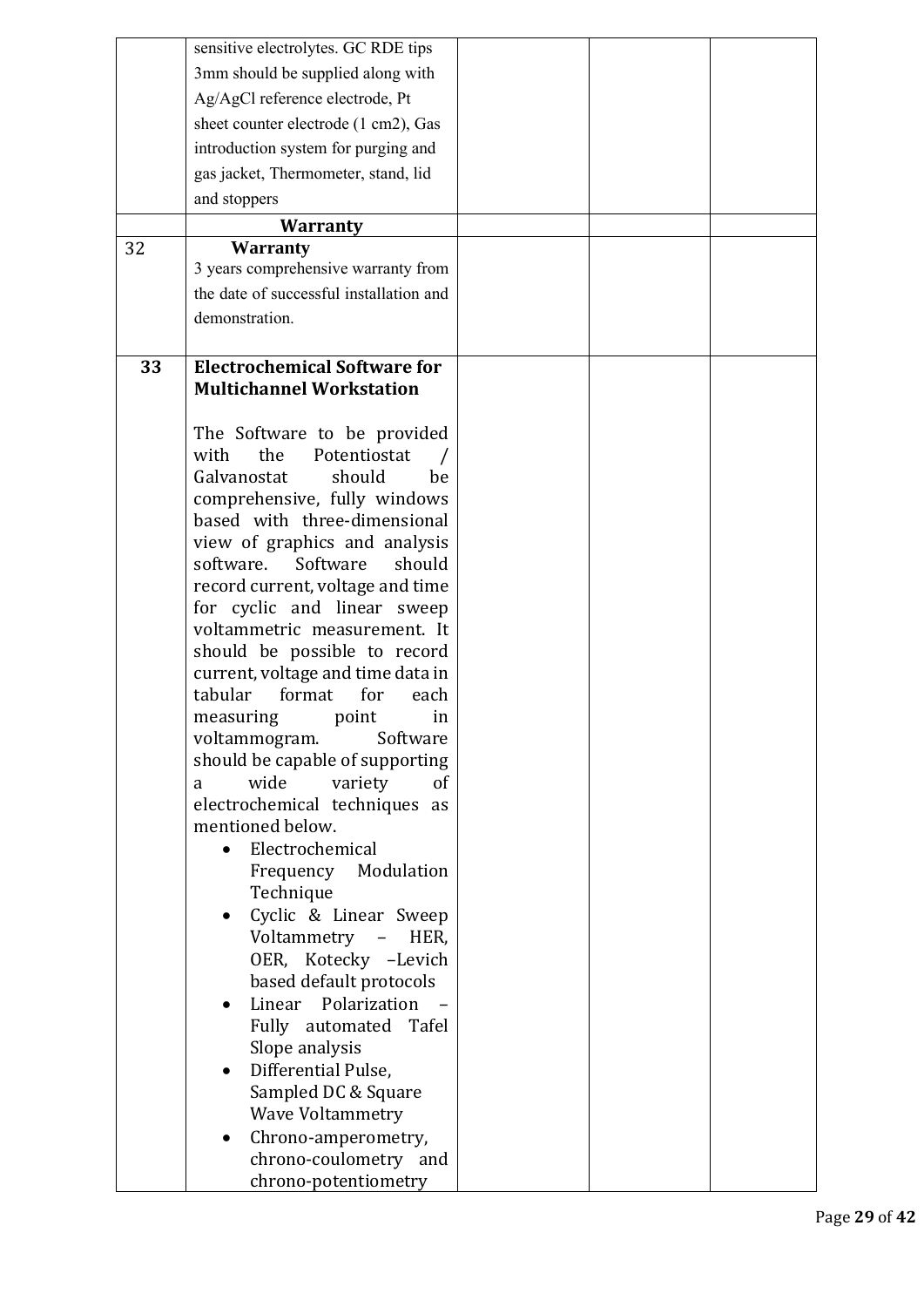| | | | | |
|---|---|---|---|---|
| | sensitive electrolytes. GC RDE tips 3mm should be supplied along with Ag/AgCl reference electrode, Pt sheet counter electrode (1 cm2), Gas introduction system for purging and gas jacket, Thermometer, stand, lid and stoppers | | | |
| | **Warranty** | | | |
| 32 | **Warranty**<br>3 years comprehensive warranty from the date of successful installation and demonstration. | | | |
| **33** | **Electrochemical Software for Multichannel Workstation**<br><br>The Software to be provided with the Potentiostat / Galvanostat should be comprehensive, fully windows based with three-dimensional view of graphics and analysis software. Software should record current, voltage and time for cyclic and linear sweep voltammetric measurement. It should be possible to record current, voltage and time data in tabular format for each measuring point in voltammogram. Software should be capable of supporting a wide variety of electrochemical techniques as mentioned below.<br>• Electrochemical Frequency Modulation Technique<br>• Cyclic & Linear Sweep Voltammetry – HER, OER, Kotecky –Levich based default protocols<br>• Linear Polarization – Fully automated Tafel Slope analysis<br>• Differential Pulse, Sampled DC & Square Wave Voltammetry<br>• Chrono-amperometry, chrono-coulometry and chrono-potentiometry | | | |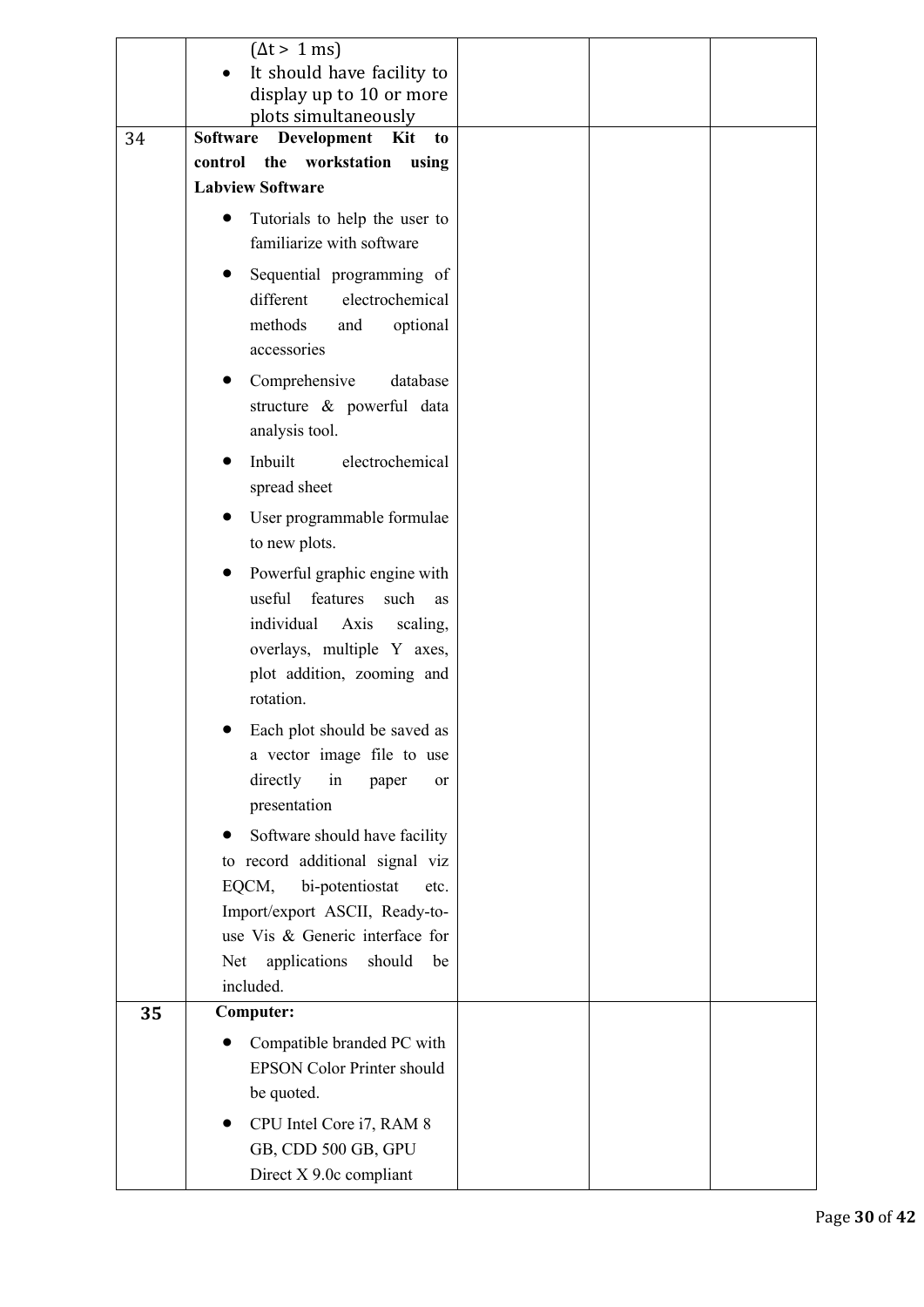|  |  |  |  |  |
|---|---|---|---|---|
|  | ($\Delta t > 1$ ms)<br>• It should have facility to display up to 10 or more plots simultaneously |  |  |  |
| 34 | **Software Development Kit to control the workstation using Labview Software**<br>• Tutorials to help the user to familiarize with software<br>• Sequential programming of different electrochemical methods and optional accessories<br>• Comprehensive database structure & powerful data analysis tool.<br>• Inbuilt electrochemical spread sheet<br>• User programmable formulae to new plots.<br>• Powerful graphic engine with useful features such as individual Axis scaling, overlays, multiple Y axes, plot addition, zooming and rotation.<br>• Each plot should be saved as a vector image file to use directly in paper or presentation<br>• Software should have facility to record additional signal viz EQCM, bi-potentiostat etc. Import/export ASCII, Ready-to-use Vis & Generic interface for Net applications should be included. |  |  |  |
| 35 | **Computer:**<br>• Compatible branded PC with EPSON Color Printer should be quoted.<br>• CPU Intel Core i7, RAM 8 GB, CDD 500 GB, GPU Direct X 9.0c compliant |  |  |  |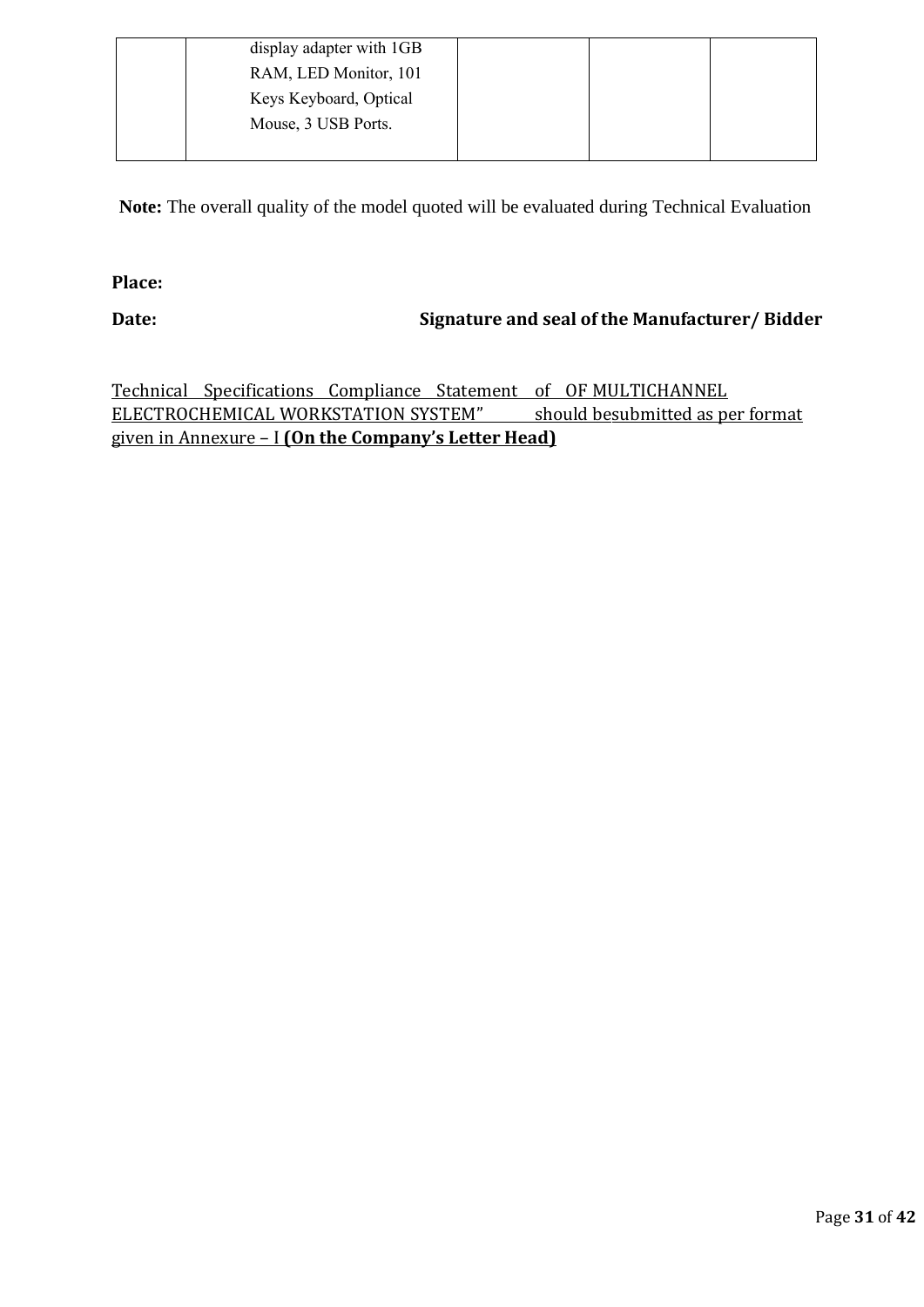| | display adapter with 1GB RAM, LED Monitor, 101 Keys Keyboard, Optical Mouse, 3 USB Ports. | | | |
|---|---|---|---|---|

**Note:** The overall quality of the model quoted will be evaluated during Technical Evaluation

**Place:**

**Date:** **Signature and seal of the Manufacturer/ Bidder**

Technical Specifications Compliance Statement of OF MULTICHANNEL ELECTROCHEMICAL WORKSTATION SYSTEM" should besubmitted as per format given in Annexure – I **(On the Company's Letter Head)**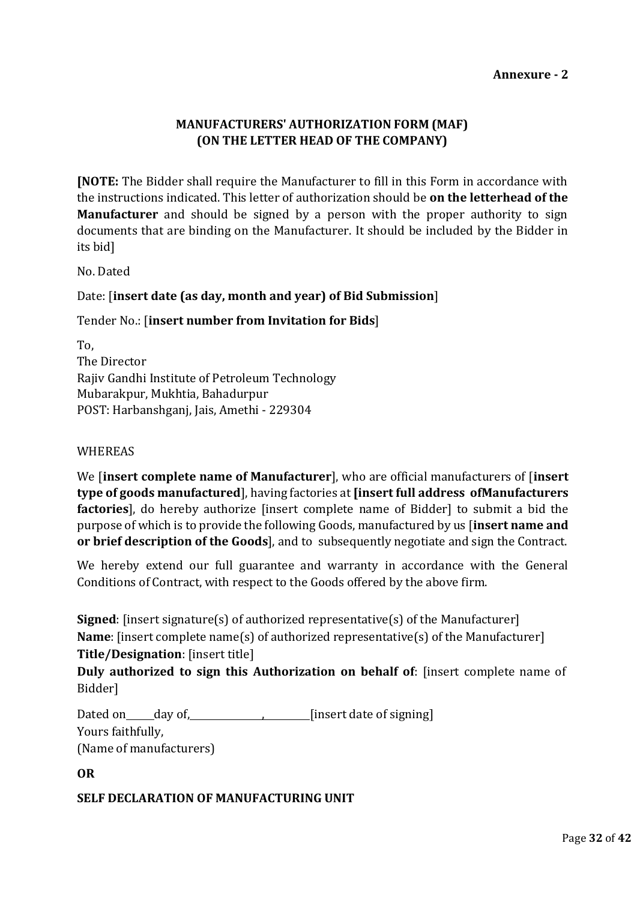**Annexure - 2**

## MANUFACTURERS' AUTHORIZATION FORM (MAF)
## (ON THE LETTER HEAD OF THE COMPANY)

**[NOTE:** The Bidder shall require the Manufacturer to fill in this Form in accordance with the instructions indicated. This letter of authorization should be **on the letterhead of the Manufacturer** and should be signed by a person with the proper authority to sign documents that are binding on the Manufacturer. It should be included by the Bidder in its bid]

No. Dated

Date: [**insert date (as day, month and year) of Bid Submission**]

Tender No.: [**insert number from Invitation for Bids**]

To,
The Director
Rajiv Gandhi Institute of Petroleum Technology
Mubarakpur, Mukhtia, Bahadurpur
POST: Harbanshganj, Jais, Amethi - 229304

WHEREAS

We [**insert complete name of Manufacturer**], who are official manufacturers of [**insert type of goods manufactured**], having factories at **[insert full address ofManufacturers factories**], do hereby authorize [insert complete name of Bidder] to submit a bid the purpose of which is to provide the following Goods, manufactured by us [**insert name and or brief description of the Goods**], and to subsequently negotiate and sign the Contract.

We hereby extend our full guarantee and warranty in accordance with the General Conditions of Contract, with respect to the Goods offered by the above firm.

**Signed**: [insert signature(s) of authorized representative(s) of the Manufacturer]
**Name**: [insert complete name(s) of authorized representative(s) of the Manufacturer]
**Title/Designation**: [insert title]
**Duly authorized to sign this Authorization on behalf of**: [insert complete name of Bidder]

Dated on\_\_\_\_\_\_day of,\_\_\_\_\_\_\_\_\_\_\_\_\_\_\_\_,\_\_\_\_\_\_\_\_\_\_[insert date of signing]
Yours faithfully,
(Name of manufacturers)

**OR**

**SELF DECLARATION OF MANUFACTURING UNIT**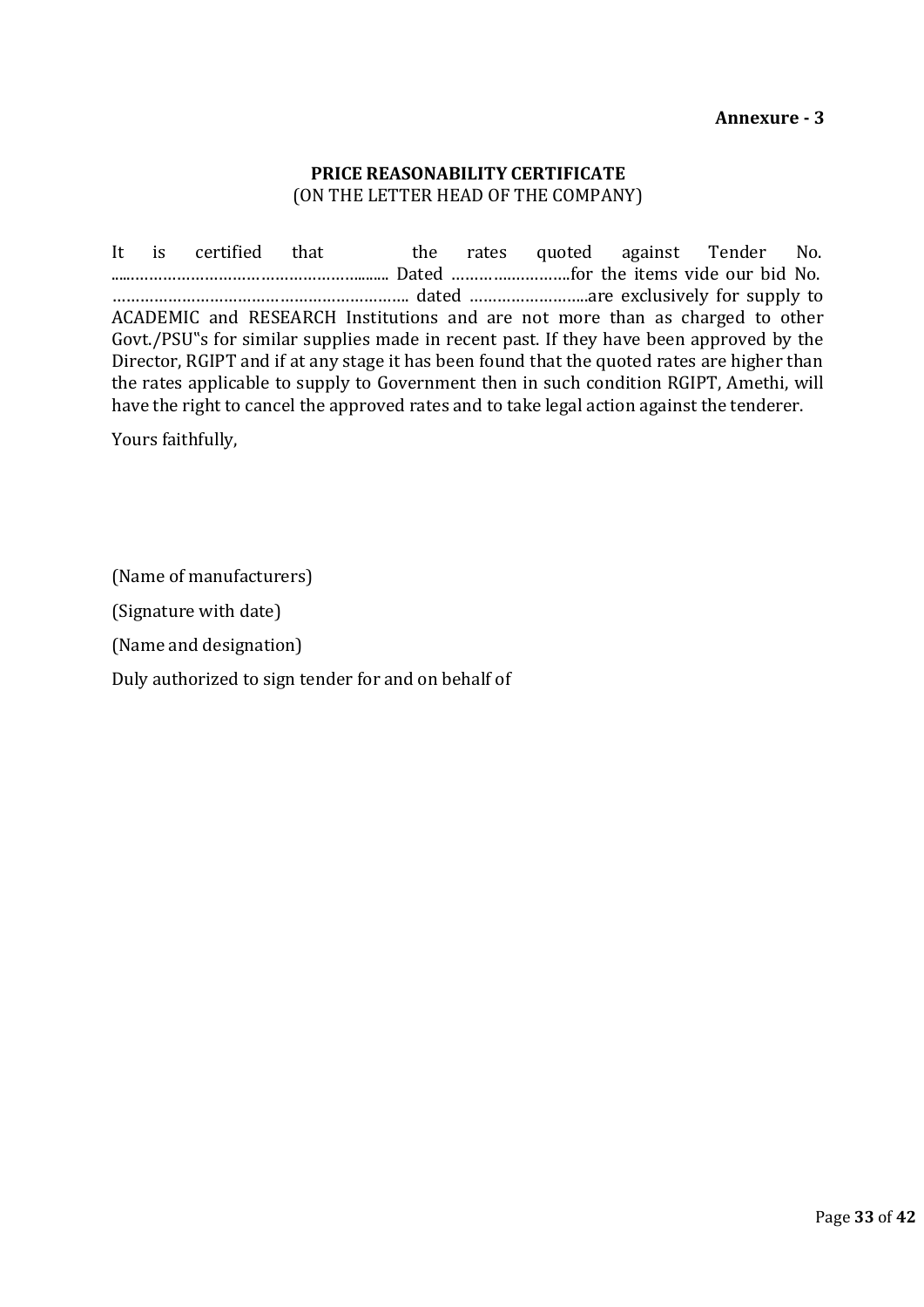**Annexure - 3**

**PRICE REASONABILITY CERTIFICATE**
(ON THE LETTER HEAD OF THE COMPANY)

It is certified that the rates quoted against Tender No. ………………………………………………….. Dated ……………………..for the items vide our bid No. ……………………………………………………….. dated ……………………..are exclusively for supply to ACADEMIC and RESEARCH Institutions and are not more than as charged to other Govt./PSU"s for similar supplies made in recent past. If they have been approved by the Director, RGIPT and if at any stage it has been found that the quoted rates are higher than the rates applicable to supply to Government then in such condition RGIPT, Amethi, will have the right to cancel the approved rates and to take legal action against the tenderer.

Yours faithfully,

(Name of manufacturers)

(Signature with date)

(Name and designation)

Duly authorized to sign tender for and on behalf of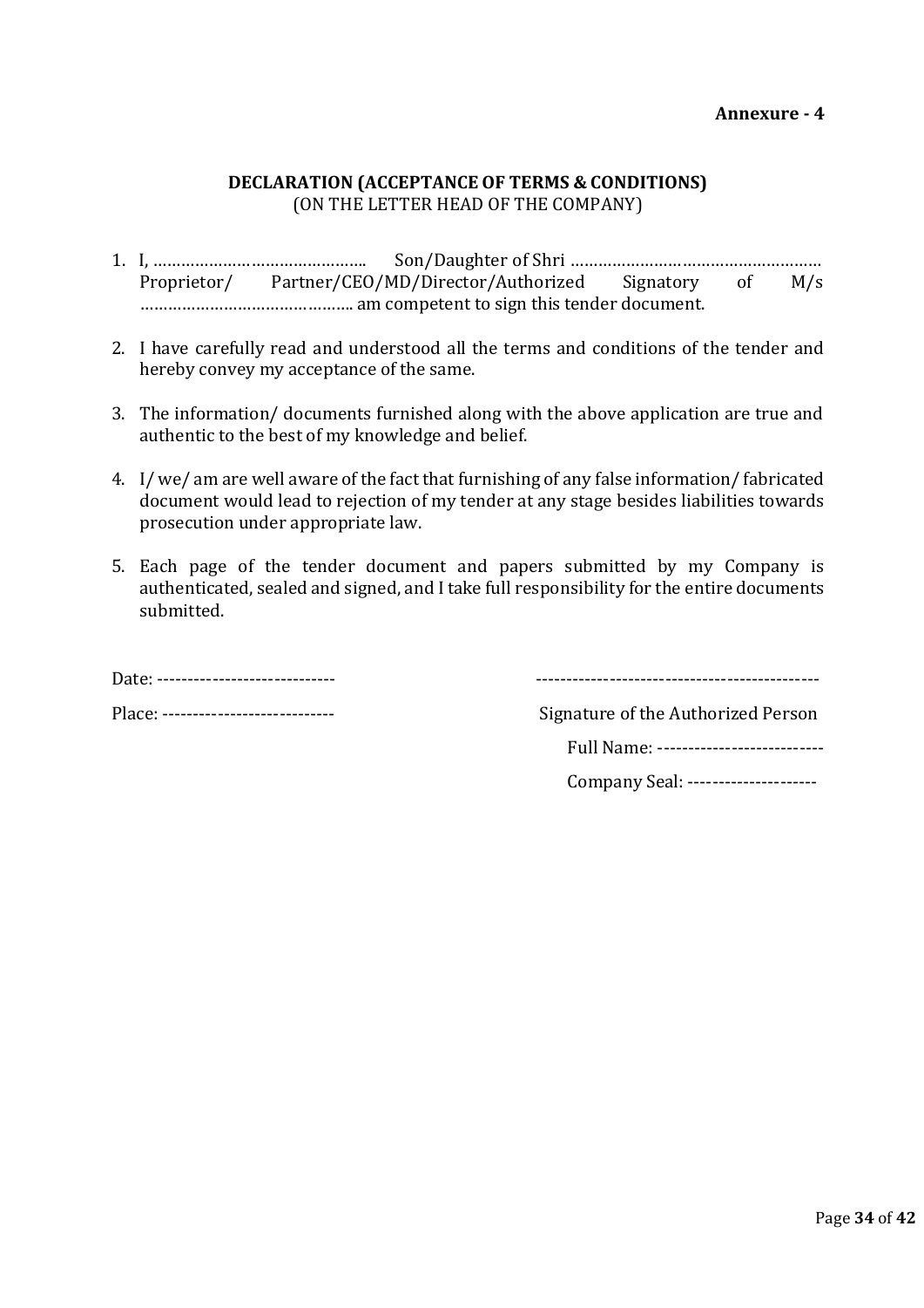**Annexure - 4**

## DECLARATION (ACCEPTANCE OF TERMS & CONDITIONS)

(ON THE LETTER HEAD OF THE COMPANY)

1. I, ………………………………………. Son/Daughter of Shri ……………………………………………… Proprietor/ Partner/CEO/MD/Director/Authorized Signatory of M/s ……………………………………….. am competent to sign this tender document.

2. I have carefully read and understood all the terms and conditions of the tender and hereby convey my acceptance of the same.

3. The information/ documents furnished along with the above application are true and authentic to the best of my knowledge and belief.

4. I/ we/ am are well aware of the fact that furnishing of any false information/ fabricated document would lead to rejection of my tender at any stage besides liabilities towards prosecution under appropriate law.

5. Each page of the tender document and papers submitted by my Company is authenticated, sealed and signed, and I take full responsibility for the entire documents submitted.

Date: ----------------------------

Place: ---------------------------

---------------------------------------------

Signature of the Authorized Person

Full Name: --------------------------

Company Seal: ---------------------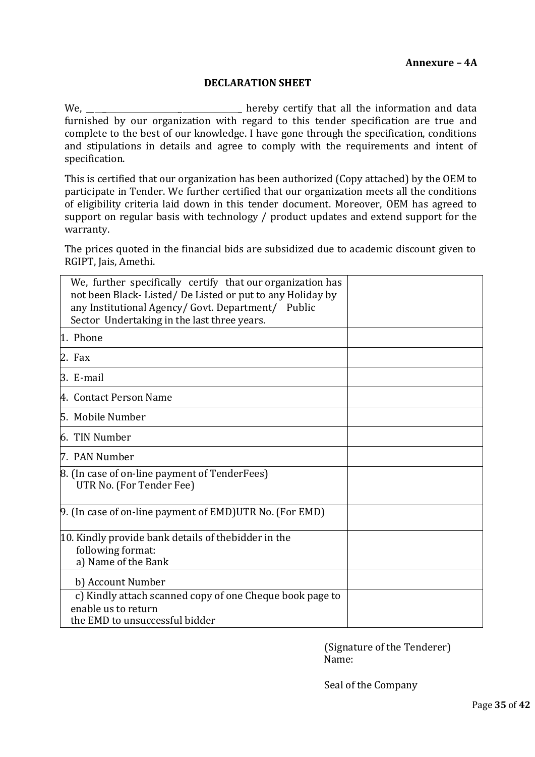**Annexure – 4A**

## DECLARATION SHEET

We, ___________________________________ hereby certify that all the information and data furnished by our organization with regard to this tender specification are true and complete to the best of our knowledge. I have gone through the specification, conditions and stipulations in details and agree to comply with the requirements and intent of specification.

This is certified that our organization has been authorized (Copy attached) by the OEM to participate in Tender. We further certified that our organization meets all the conditions of eligibility criteria laid down in this tender document. Moreover, OEM has agreed to support on regular basis with technology / product updates and extend support for the warranty.

The prices quoted in the financial bids are subsidized due to academic discount given to RGIPT, Jais, Amethi.

| We, further specifically certify that our organization has not been Black- Listed/ De Listed or put to any Holiday by any Institutional Agency/ Govt. Department/ Public Sector Undertaking in the last three years. | |
|---|---|
| 1. Phone | |
| 2. Fax | |
| 3. E-mail | |
| 4. Contact Person Name | |
| 5. Mobile Number | |
| 6. TIN Number | |
| 7. PAN Number | |
| 8. (In case of on-line payment of TenderFees) UTR No. (For Tender Fee) | |
| 9. (In case of on-line payment of EMD)UTR No. (For EMD) | |
| 10. Kindly provide bank details of thebidder in the following format: a) Name of the Bank | |
| b) Account Number | |
| c) Kindly attach scanned copy of one Cheque book page to enable us to return the EMD to unsuccessful bidder | |

(Signature of the Tenderer)
Name:

Seal of the Company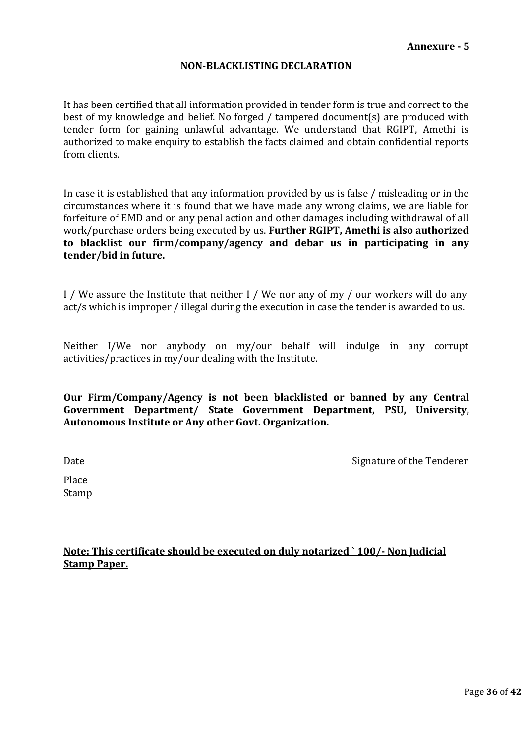**Annexure - 5**

## NON-BLACKLISTING DECLARATION

It has been certified that all information provided in tender form is true and correct to the best of my knowledge and belief. No forged / tampered document(s) are produced with tender form for gaining unlawful advantage. We understand that RGIPT, Amethi is authorized to make enquiry to establish the facts claimed and obtain confidential reports from clients.

In case it is established that any information provided by us is false / misleading or in the circumstances where it is found that we have made any wrong claims, we are liable for forfeiture of EMD and or any penal action and other damages including withdrawal of all work/purchase orders being executed by us. **Further RGIPT, Amethi is also authorized to blacklist our firm/company/agency and debar us in participating in any tender/bid in future.**

I / We assure the Institute that neither I / We nor any of my / our workers will do any act/s which is improper / illegal during the execution in case the tender is awarded to us.

Neither I/We nor anybody on my/our behalf will indulge in any corrupt activities/practices in my/our dealing with the Institute.

**Our Firm/Company/Agency is not been blacklisted or banned by any Central Government Department/ State Government Department, PSU, University, Autonomous Institute or Any other Govt. Organization.**

Date Signature of the Tenderer

Place

Stamp

**<u>Note: This certificate should be executed on duly notarized ` 100/- Non Judicial Stamp Paper.</u>**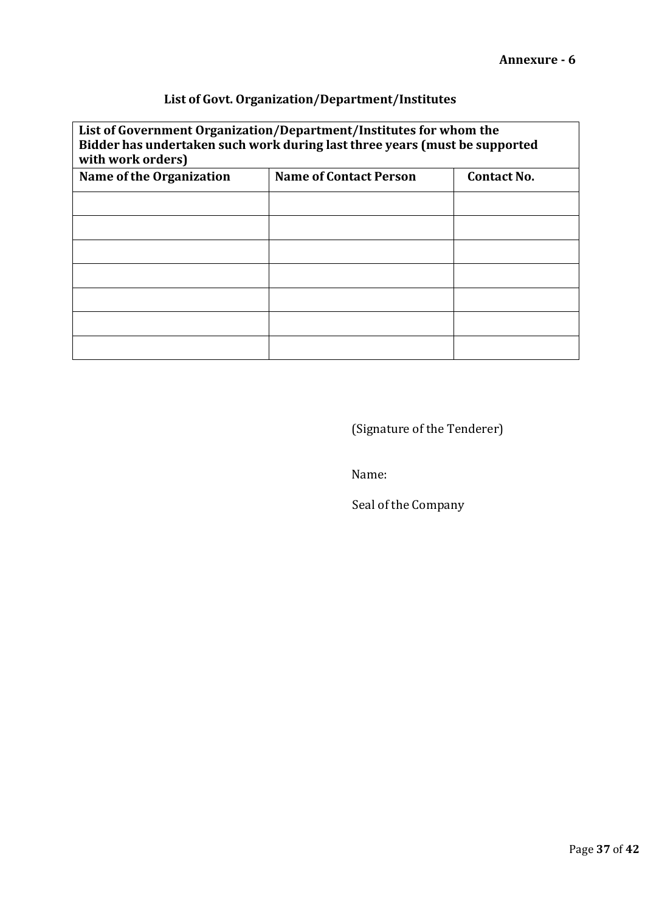**Annexure - 6**

## List of Govt. Organization/Department/Institutes

| **List of Government Organization/Department/Institutes for whom the Bidder has undertaken such work during last three years (must be supported with work orders)** | | |
|---|---|---|
| **Name of the Organization** | **Name of Contact Person** | **Contact No.** |
| | | |
| | | |
| | | |
| | | |
| | | |
| | | |
| | | |

(Signature of the Tenderer)

Name:

Seal of the Company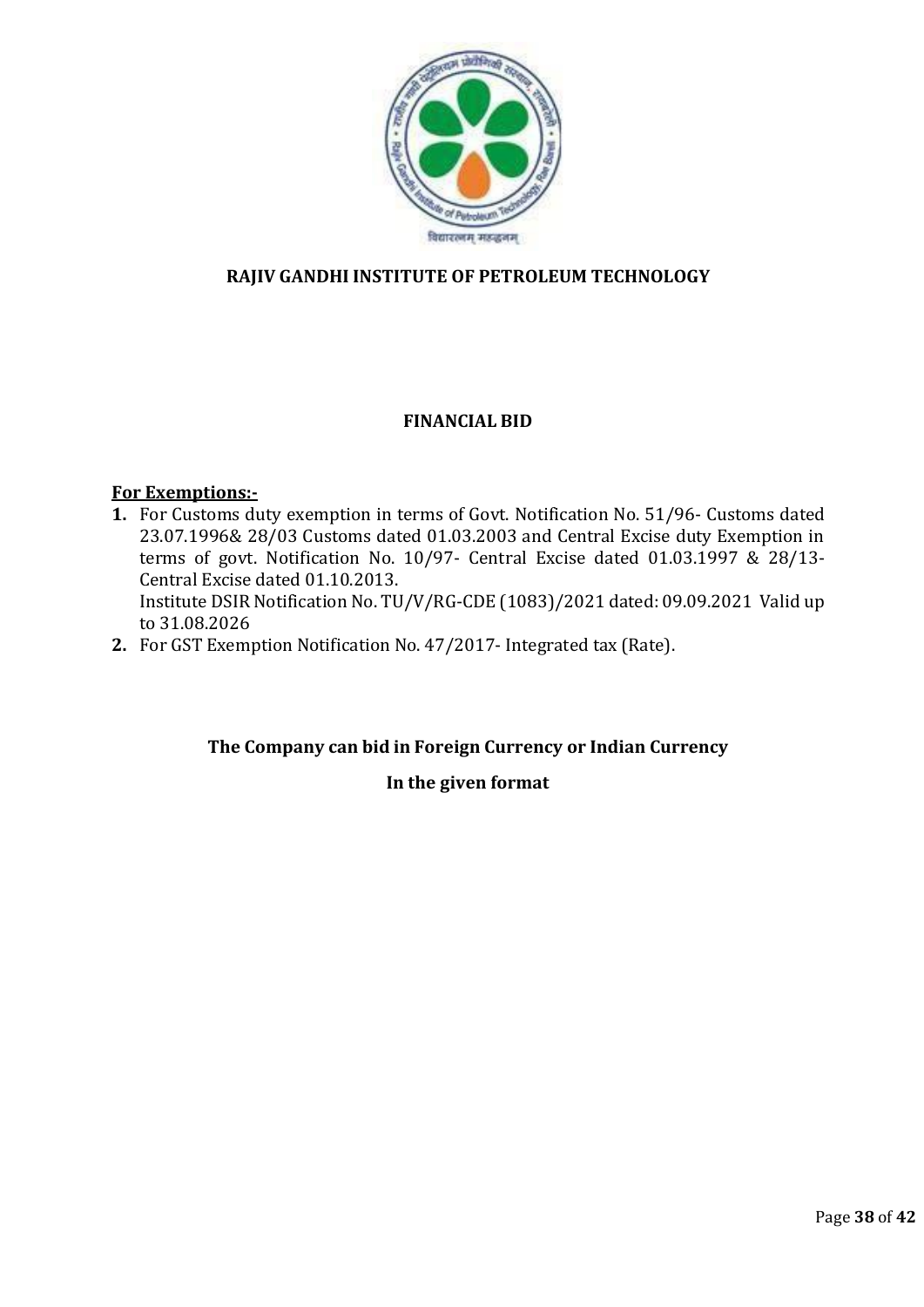**RAJIV GANDHI INSTITUTE OF PETROLEUM TECHNOLOGY**

**FINANCIAL BID**

**For Exemptions:-**

1. For Customs duty exemption in terms of Govt. Notification No. 51/96- Customs dated 23.07.1996& 28/03 Customs dated 01.03.2003 and Central Excise duty Exemption in terms of govt. Notification No. 10/97- Central Excise dated 01.03.1997 & 28/13- Central Excise dated 01.10.2013.
   Institute DSIR Notification No. TU/V/RG-CDE (1083)/2021 dated: 09.09.2021 Valid up to 31.08.2026
2. For GST Exemption Notification No. 47/2017- Integrated tax (Rate).

**The Company can bid in Foreign Currency or Indian Currency**

**In the given format**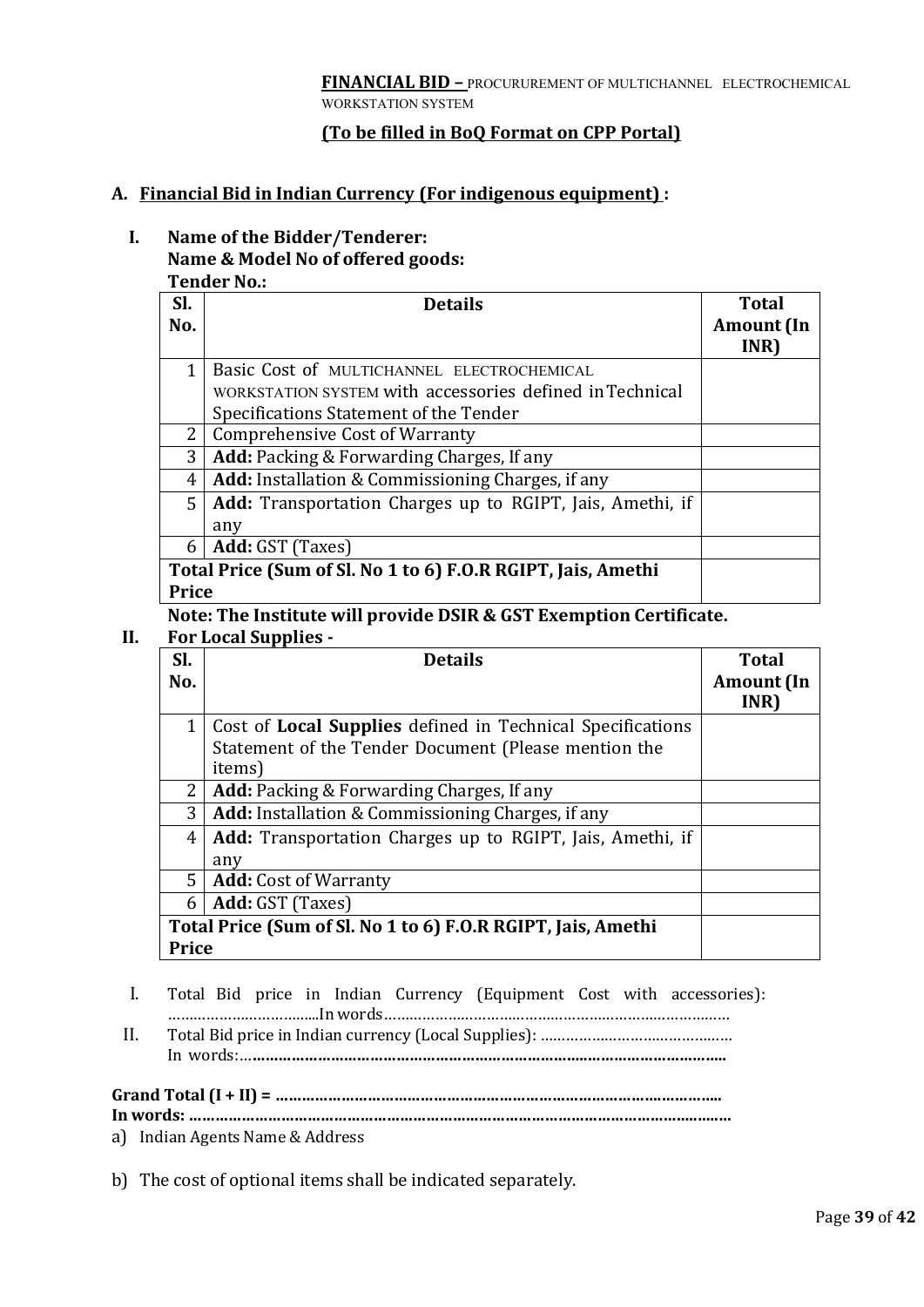**FINANCIAL BID –** PROCURUREMENT OF MULTICHANNEL ELECTROCHEMICAL WORKSTATION SYSTEM

**(To be filled in BoQ Format on CPP Portal)**

**A. Financial Bid in Indian Currency (For indigenous equipment) :**

**I. Name of the Bidder/Tenderer:**
**Name & Model No of offered goods:**
**Tender No.:**

| Sl. No. | Details | Total Amount (In INR) |
|---|---|---|
| 1 | Basic Cost of MULTICHANNEL ELECTROCHEMICAL WORKSTATION SYSTEM with accessories defined in Technical Specifications Statement of the Tender | |
| 2 | Comprehensive Cost of Warranty | |
| 3 | **Add:** Packing & Forwarding Charges, If any | |
| 4 | **Add:** Installation & Commissioning Charges, if any | |
| 5 | **Add:** Transportation Charges up to RGIPT, Jais, Amethi, if any | |
| 6 | **Add:** GST (Taxes) | |
| **Total Price (Sum of Sl. No 1 to 6) F.O.R RGIPT, Jais, Amethi Price** | | |

**Note: The Institute will provide DSIR & GST Exemption Certificate.**

**II. For Local Supplies -**

| Sl. No. | Details | Total Amount (In INR) |
|---|---|---|
| 1 | Cost of **Local Supplies** defined in Technical Specifications Statement of the Tender Document (Please mention the items) | |
| 2 | **Add:** Packing & Forwarding Charges, If any | |
| 3 | **Add:** Installation & Commissioning Charges, if any | |
| 4 | **Add:** Transportation Charges up to RGIPT, Jais, Amethi, if any | |
| 5 | **Add:** Cost of Warranty | |
| 6 | **Add:** GST (Taxes) | |
| **Total Price (Sum of Sl. No 1 to 6) F.O.R RGIPT, Jais, Amethi Price** | | |

I. Total Bid price in Indian Currency (Equipment Cost with accessories): ……………………………In words………………………………………………………………………

II. Total Bid price in Indian currency (Local Supplies): ……………………………………… In words:………………………………………………………………………………………………

**Grand Total (I + II) = ……………………………………………………………………………………**
**In words: ………………………………………………………………………………………………………**

a) Indian Agents Name & Address

b) The cost of optional items shall be indicated separately.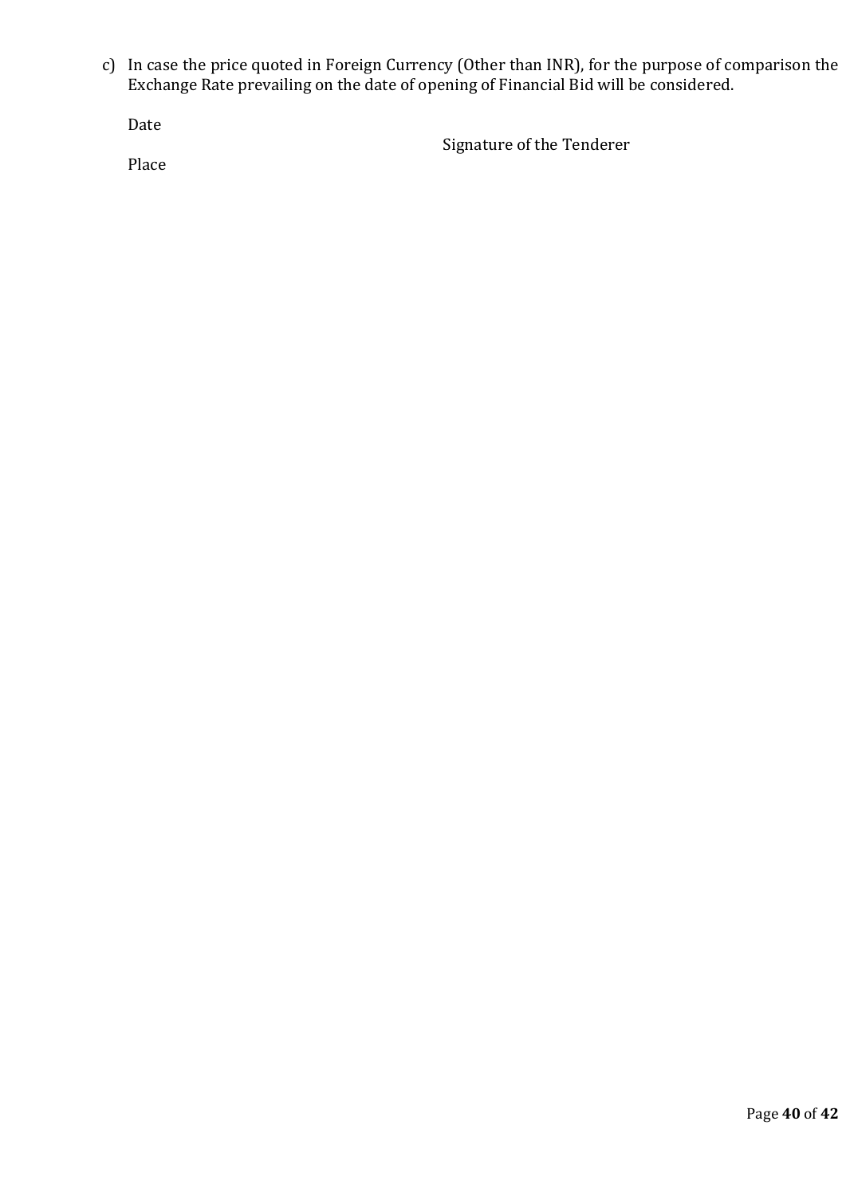c) In case the price quoted in Foreign Currency (Other than INR), for the purpose of comparison the Exchange Rate prevailing on the date of opening of Financial Bid will be considered.

Date

Signature of the Tenderer

Place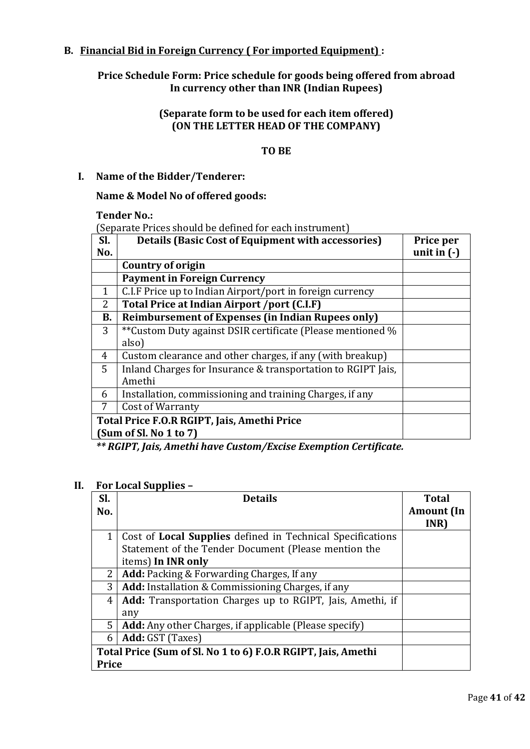## B. Financial Bid in Foreign Currency ( For imported Equipment) :

**Price Schedule Form: Price schedule for goods being offered from abroad In currency other than INR (Indian Rupees)**

**(Separate form to be used for each item offered)**
**(ON THE LETTER HEAD OF THE COMPANY)**

**TO BE**

### I. Name of the Bidder/Tenderer:

**Name & Model No of offered goods:**

**Tender No.:**

(Separate Prices should be defined for each instrument)

| Sl. No. | Details (Basic Cost of Equipment with accessories) | Price per unit in (-) |
|---|---|---|
| | **Country of origin** | |
| | **Payment in Foreign Currency** | |
| 1 | C.I.F Price up to Indian Airport/port in foreign currency | |
| 2 | **Total Price at Indian Airport /port (C.I.F)** | |
| **B.** | **Reimbursement of Expenses (in Indian Rupees only)** | |
| 3 | **Custom Duty against DSIR certificate (Please mentioned % also) | |
| 4 | Custom clearance and other charges, if any (with breakup) | |
| 5 | Inland Charges for Insurance & transportation to RGIPT Jais, Amethi | |
| 6 | Installation, commissioning and training Charges, if any | |
| 7 | Cost of Warranty | |
| **Total Price F.O.R RGIPT, Jais, Amethi Price (Sum of Sl. No 1 to 7)** | | |

***\*\* RGIPT, Jais, Amethi have Custom/Excise Exemption Certificate.***

### II. For Local Supplies –

| Sl. No. | Details | Total Amount (In INR) |
|---|---|---|
| 1 | Cost of **Local Supplies** defined in Technical Specifications Statement of the Tender Document (Please mention the items) **In INR only** | |
| 2 | **Add:** Packing & Forwarding Charges, If any | |
| 3 | **Add:** Installation & Commissioning Charges, if any | |
| 4 | **Add:** Transportation Charges up to RGIPT, Jais, Amethi, if any | |
| 5 | **Add:** Any other Charges, if applicable (Please specify) | |
| 6 | **Add:** GST (Taxes) | |
| **Total Price (Sum of Sl. No 1 to 6) F.O.R RGIPT, Jais, Amethi Price** | | |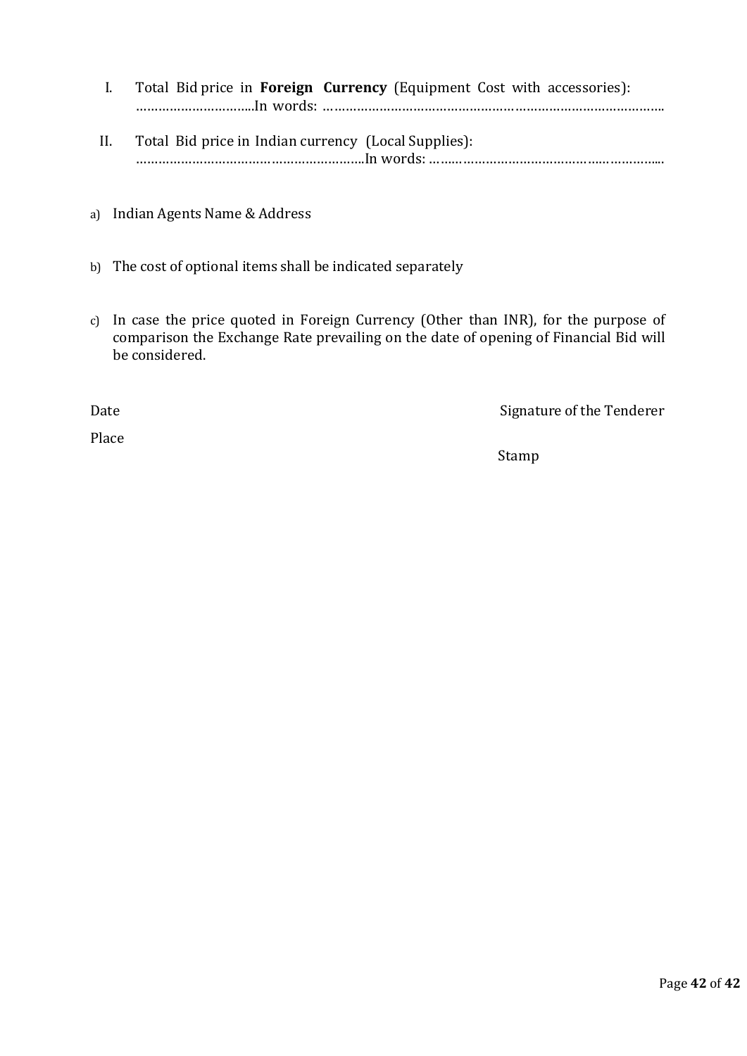I. Total Bid price in **Foreign Currency** (Equipment Cost with accessories): …………………………..In words: ……………………………………………………………………………….

II. Total Bid price in Indian currency (Local Supplies): ……………………………………………………..In words: ……..………………………………..…………...

a) Indian Agents Name & Address

b) The cost of optional items shall be indicated separately

c) In case the price quoted in Foreign Currency (Other than INR), for the purpose of comparison the Exchange Rate prevailing on the date of opening of Financial Bid will be considered.

Date

Place

Signature of the Tenderer

Stamp